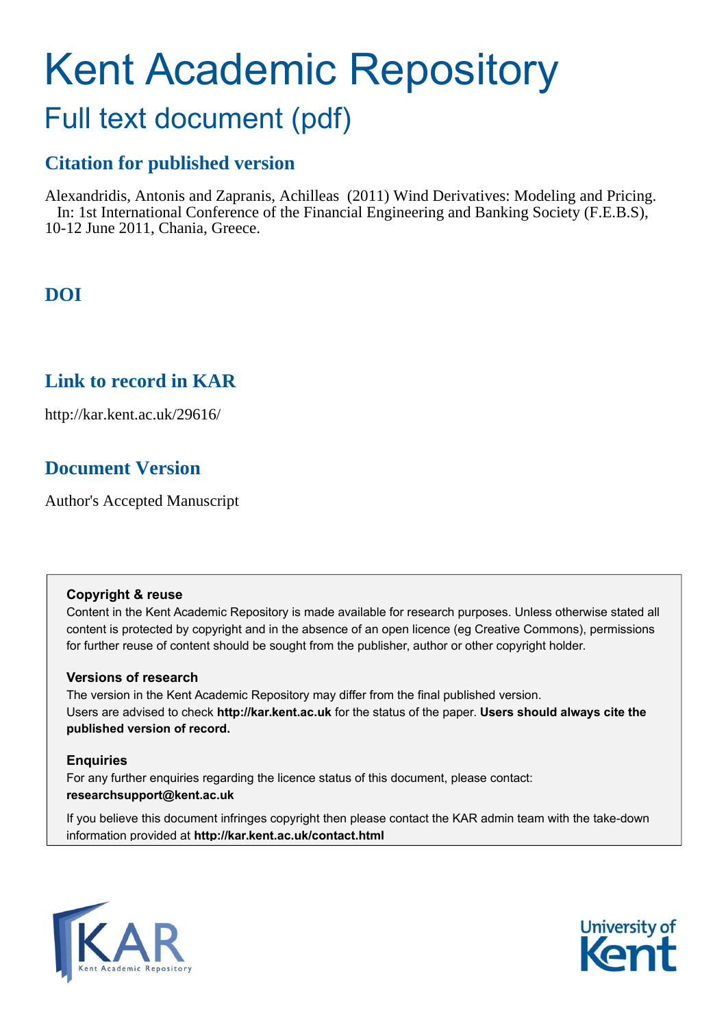# Kent Academic Repository

## Full text document (pdf)

### Citation for published version

Alexandridis, Antonis and Zapranis, Achilleas (2011) Wind Derivatives: Modeling and Pricing. In: 1st International Conference of the Financial Engineering and Banking Society (F.E.B.S), 10-12 June 2011, Chania, Greece.

### DOI

### Link to record in KAR

http://kar.kent.ac.uk/29616/

### Document Version

Author's Accepted Manuscript

**Copyright & reuse**

Content in the Kent Academic Repository is made available for research purposes. Unless otherwise stated all content is protected by copyright and in the absence of an open licence (eg Creative Commons), permissions for further reuse of content should be sought from the publisher, author or other copyright holder.

**Versions of research**

The version in the Kent Academic Repository may differ from the final published version. Users are advised to check **http://kar.kent.ac.uk** for the status of the paper. **Users should always cite the published version of record.**

**Enquiries**

For any further enquiries regarding the licence status of this document, please contact: **researchsupport@kent.ac.uk**

If you believe this document infringes copyright then please contact the KAR admin team with the take-down information provided at **http://kar.kent.ac.uk/contact.html**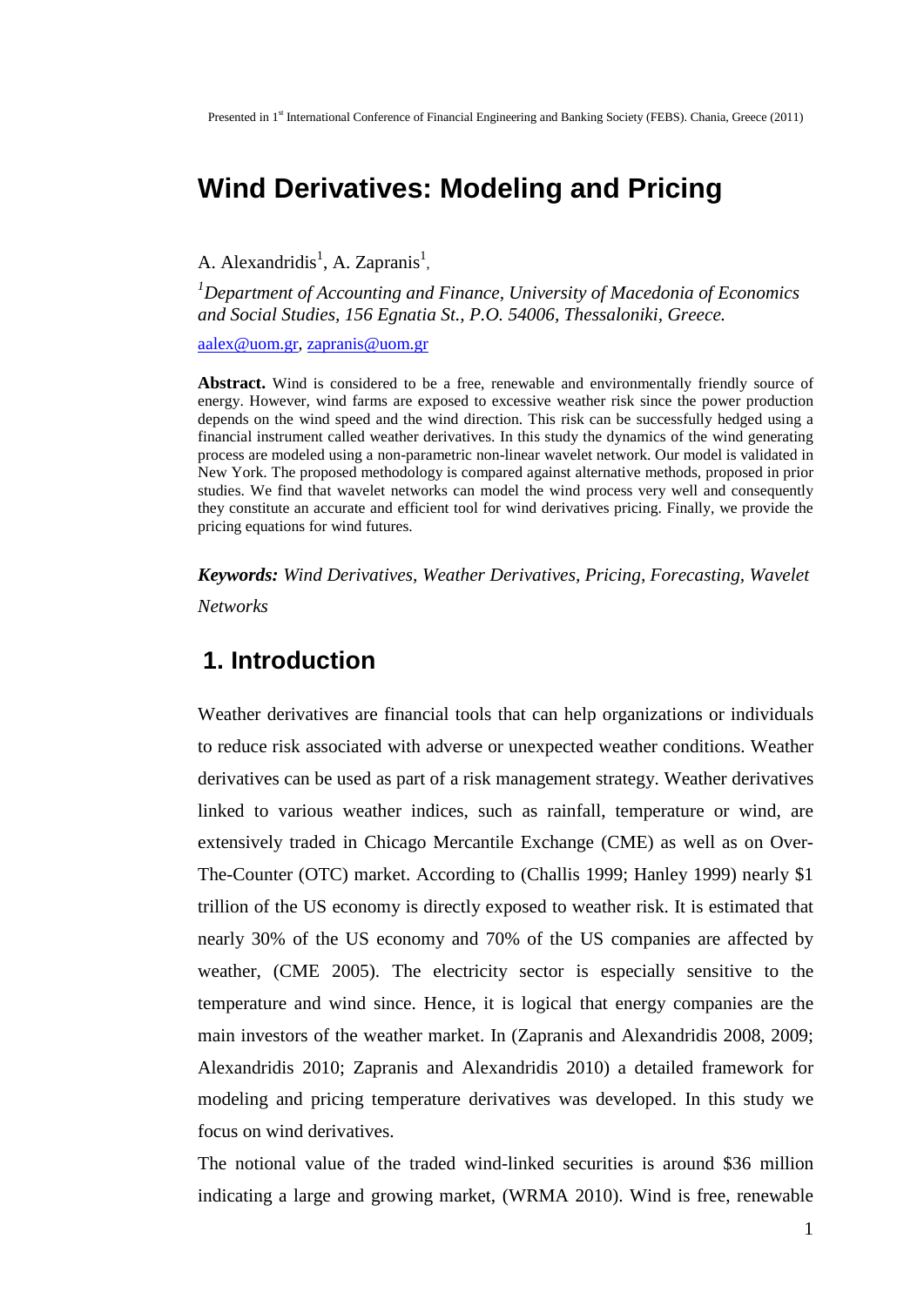# Wind Derivatives: Modeling and Pricing

A. Alexandridis[1], A. Zapranis[1],

[1]*Department of Accounting and Finance, University of Macedonia of Economics and Social Studies, 156 Egnatia St., P.O. 54006, Thessaloniki, Greece.*

aalex@uom.gr, zapranis@uom.gr

**Abstract.** Wind is considered to be a free, renewable and environmentally friendly source of energy. However, wind farms are exposed to excessive weather risk since the power production depends on the wind speed and the wind direction. This risk can be successfully hedged using a financial instrument called weather derivatives. In this study the dynamics of the wind generating process are modeled using a non-parametric non-linear wavelet network. Our model is validated in New York. The proposed methodology is compared against alternative methods, proposed in prior studies. We find that wavelet networks can model the wind process very well and consequently they constitute an accurate and efficient tool for wind derivatives pricing. Finally, we provide the pricing equations for wind futures.

***Keywords:*** *Wind Derivatives, Weather Derivatives, Pricing, Forecasting, Wavelet Networks*

## 1. Introduction

Weather derivatives are financial tools that can help organizations or individuals to reduce risk associated with adverse or unexpected weather conditions. Weather derivatives can be used as part of a risk management strategy. Weather derivatives linked to various weather indices, such as rainfall, temperature or wind, are extensively traded in Chicago Mercantile Exchange (CME) as well as on Over-The-Counter (OTC) market. According to (Challis 1999; Hanley 1999) nearly $1 trillion of the US economy is directly exposed to weather risk. It is estimated that nearly 30% of the US economy and 70% of the US companies are affected by weather, (CME 2005). The electricity sector is especially sensitive to the temperature and wind since. Hence, it is logical that energy companies are the main investors of the weather market. In (Zapranis and Alexandridis 2008, 2009; Alexandridis 2010; Zapranis and Alexandridis 2010) a detailed framework for modeling and pricing temperature derivatives was developed. In this study we focus on wind derivatives.

The notional value of the traded wind-linked securities is around $36 million indicating a large and growing market, (WRMA 2010). Wind is free, renewable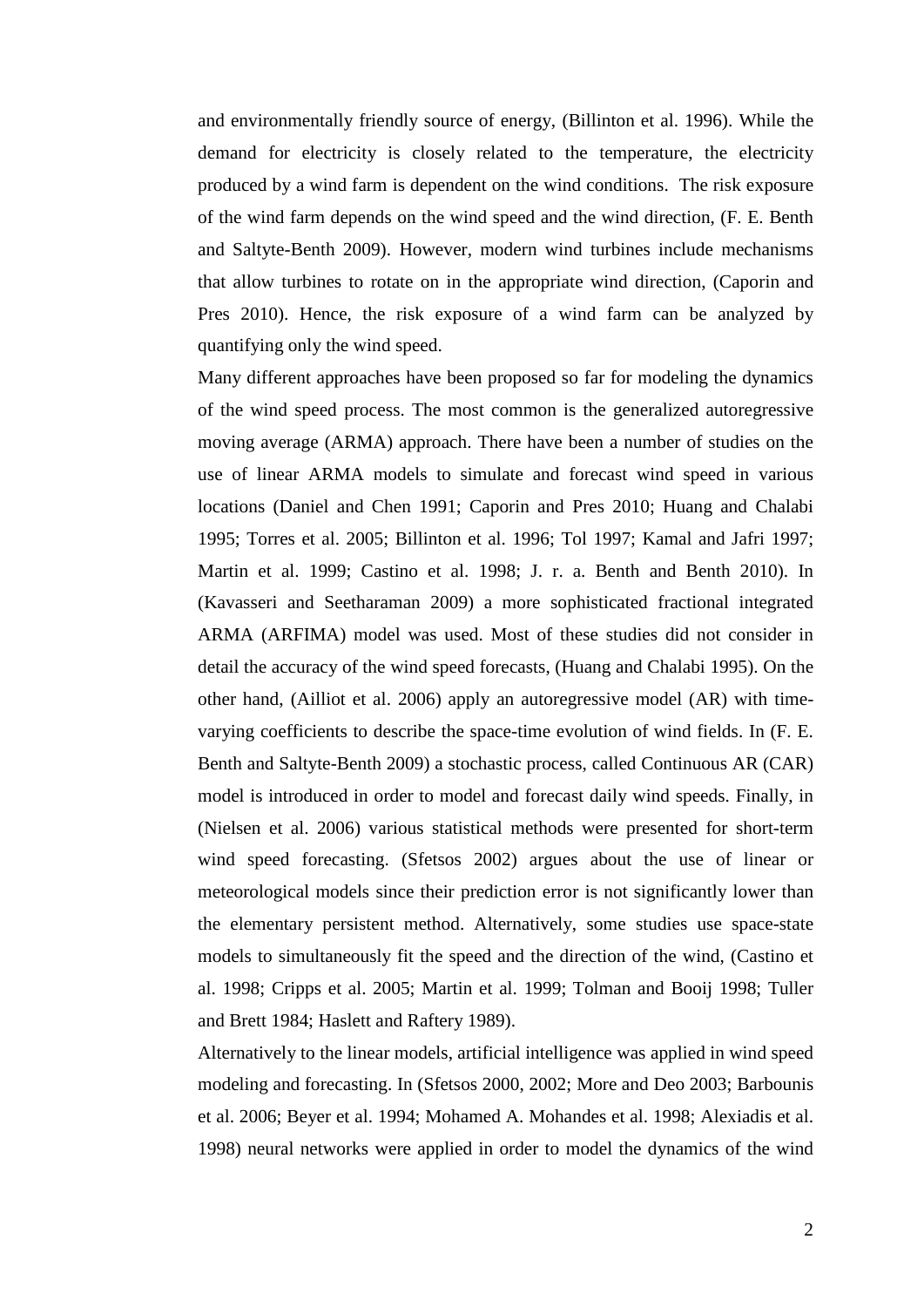and environmentally friendly source of energy, (Billinton et al. 1996). While the demand for electricity is closely related to the temperature, the electricity produced by a wind farm is dependent on the wind conditions. The risk exposure of the wind farm depends on the wind speed and the wind direction, (F. E. Benth and Saltyte-Benth 2009). However, modern wind turbines include mechanisms that allow turbines to rotate on in the appropriate wind direction, (Caporin and Pres 2010). Hence, the risk exposure of a wind farm can be analyzed by quantifying only the wind speed.

Many different approaches have been proposed so far for modeling the dynamics of the wind speed process. The most common is the generalized autoregressive moving average (ARMA) approach. There have been a number of studies on the use of linear ARMA models to simulate and forecast wind speed in various locations (Daniel and Chen 1991; Caporin and Pres 2010; Huang and Chalabi 1995; Torres et al. 2005; Billinton et al. 1996; Tol 1997; Kamal and Jafri 1997; Martin et al. 1999; Castino et al. 1998; J. r. a. Benth and Benth 2010). In (Kavasseri and Seetharaman 2009) a more sophisticated fractional integrated ARMA (ARFIMA) model was used. Most of these studies did not consider in detail the accuracy of the wind speed forecasts, (Huang and Chalabi 1995). On the other hand, (Ailliot et al. 2006) apply an autoregressive model (AR) with time-varying coefficients to describe the space-time evolution of wind fields. In (F. E. Benth and Saltyte-Benth 2009) a stochastic process, called Continuous AR (CAR) model is introduced in order to model and forecast daily wind speeds. Finally, in (Nielsen et al. 2006) various statistical methods were presented for short-term wind speed forecasting. (Sfetsos 2002) argues about the use of linear or meteorological models since their prediction error is not significantly lower than the elementary persistent method. Alternatively, some studies use space-state models to simultaneously fit the speed and the direction of the wind, (Castino et al. 1998; Cripps et al. 2005; Martin et al. 1999; Tolman and Booij 1998; Tuller and Brett 1984; Haslett and Raftery 1989).

Alternatively to the linear models, artificial intelligence was applied in wind speed modeling and forecasting. In (Sfetsos 2000, 2002; More and Deo 2003; Barbounis et al. 2006; Beyer et al. 1994; Mohamed A. Mohandes et al. 1998; Alexiadis et al. 1998) neural networks were applied in order to model the dynamics of the wind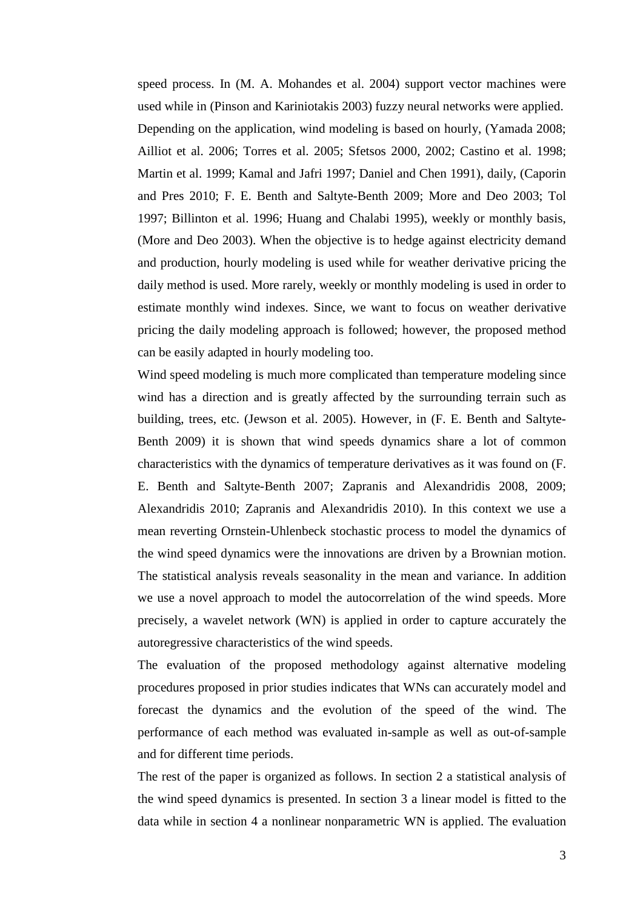speed process. In (M. A. Mohandes et al. 2004) support vector machines were used while in (Pinson and Kariniotakis 2003) fuzzy neural networks were applied.

Depending on the application, wind modeling is based on hourly, (Yamada 2008; Ailliot et al. 2006; Torres et al. 2005; Sfetsos 2000, 2002; Castino et al. 1998; Martin et al. 1999; Kamal and Jafri 1997; Daniel and Chen 1991), daily, (Caporin and Pres 2010; F. E. Benth and Saltyte-Benth 2009; More and Deo 2003; Tol 1997; Billinton et al. 1996; Huang and Chalabi 1995), weekly or monthly basis, (More and Deo 2003). When the objective is to hedge against electricity demand and production, hourly modeling is used while for weather derivative pricing the daily method is used. More rarely, weekly or monthly modeling is used in order to estimate monthly wind indexes. Since, we want to focus on weather derivative pricing the daily modeling approach is followed; however, the proposed method can be easily adapted in hourly modeling too.

Wind speed modeling is much more complicated than temperature modeling since wind has a direction and is greatly affected by the surrounding terrain such as building, trees, etc. (Jewson et al. 2005). However, in (F. E. Benth and Saltyte-Benth 2009) it is shown that wind speeds dynamics share a lot of common characteristics with the dynamics of temperature derivatives as it was found on (F. E. Benth and Saltyte-Benth 2007; Zapranis and Alexandridis 2008, 2009; Alexandridis 2010; Zapranis and Alexandridis 2010). In this context we use a mean reverting Ornstein-Uhlenbeck stochastic process to model the dynamics of the wind speed dynamics were the innovations are driven by a Brownian motion. The statistical analysis reveals seasonality in the mean and variance. In addition we use a novel approach to model the autocorrelation of the wind speeds. More precisely, a wavelet network (WN) is applied in order to capture accurately the autoregressive characteristics of the wind speeds.

The evaluation of the proposed methodology against alternative modeling procedures proposed in prior studies indicates that WNs can accurately model and forecast the dynamics and the evolution of the speed of the wind. The performance of each method was evaluated in-sample as well as out-of-sample and for different time periods.

The rest of the paper is organized as follows. In section 2 a statistical analysis of the wind speed dynamics is presented. In section 3 a linear model is fitted to the data while in section 4 a nonlinear nonparametric WN is applied. The evaluation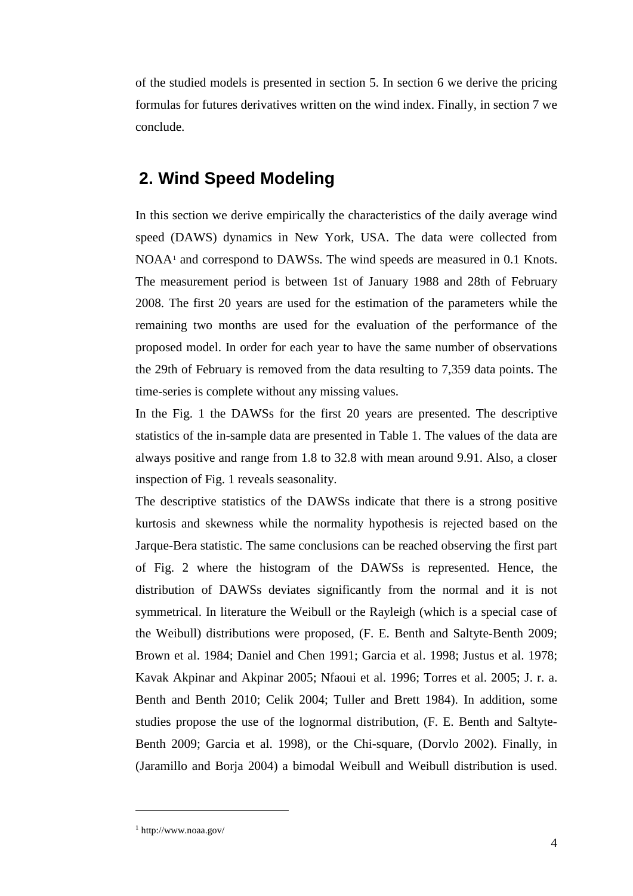of the studied models is presented in section 5. In section 6 we derive the pricing formulas for futures derivatives written on the wind index. Finally, in section 7 we conclude.

## 2. Wind Speed Modeling

In this section we derive empirically the characteristics of the daily average wind speed (DAWS) dynamics in New York, USA. The data were collected from NOAA[1] and correspond to DAWSs. The wind speeds are measured in 0.1 Knots. The measurement period is between 1st of January 1988 and 28th of February 2008. The first 20 years are used for the estimation of the parameters while the remaining two months are used for the evaluation of the performance of the proposed model. In order for each year to have the same number of observations the 29th of February is removed from the data resulting to 7,359 data points. The time-series is complete without any missing values.

In the Fig. 1 the DAWSs for the first 20 years are presented. The descriptive statistics of the in-sample data are presented in Table 1. The values of the data are always positive and range from 1.8 to 32.8 with mean around 9.91. Also, a closer inspection of Fig. 1 reveals seasonality.

The descriptive statistics of the DAWSs indicate that there is a strong positive kurtosis and skewness while the normality hypothesis is rejected based on the Jarque-Bera statistic. The same conclusions can be reached observing the first part of Fig. 2 where the histogram of the DAWSs is represented. Hence, the distribution of DAWSs deviates significantly from the normal and it is not symmetrical. In literature the Weibull or the Rayleigh (which is a special case of the Weibull) distributions were proposed, (F. E. Benth and Saltyte-Benth 2009; Brown et al. 1984; Daniel and Chen 1991; Garcia et al. 1998; Justus et al. 1978; Kavak Akpinar and Akpinar 2005; Nfaoui et al. 1996; Torres et al. 2005; J. r. a. Benth and Benth 2010; Celik 2004; Tuller and Brett 1984). In addition, some studies propose the use of the lognormal distribution, (F. E. Benth and Saltyte-Benth 2009; Garcia et al. 1998), or the Chi-square, (Dorvlo 2002). Finally, in (Jaramillo and Borja 2004) a bimodal Weibull and Weibull distribution is used.

[1] http://www.noaa.gov/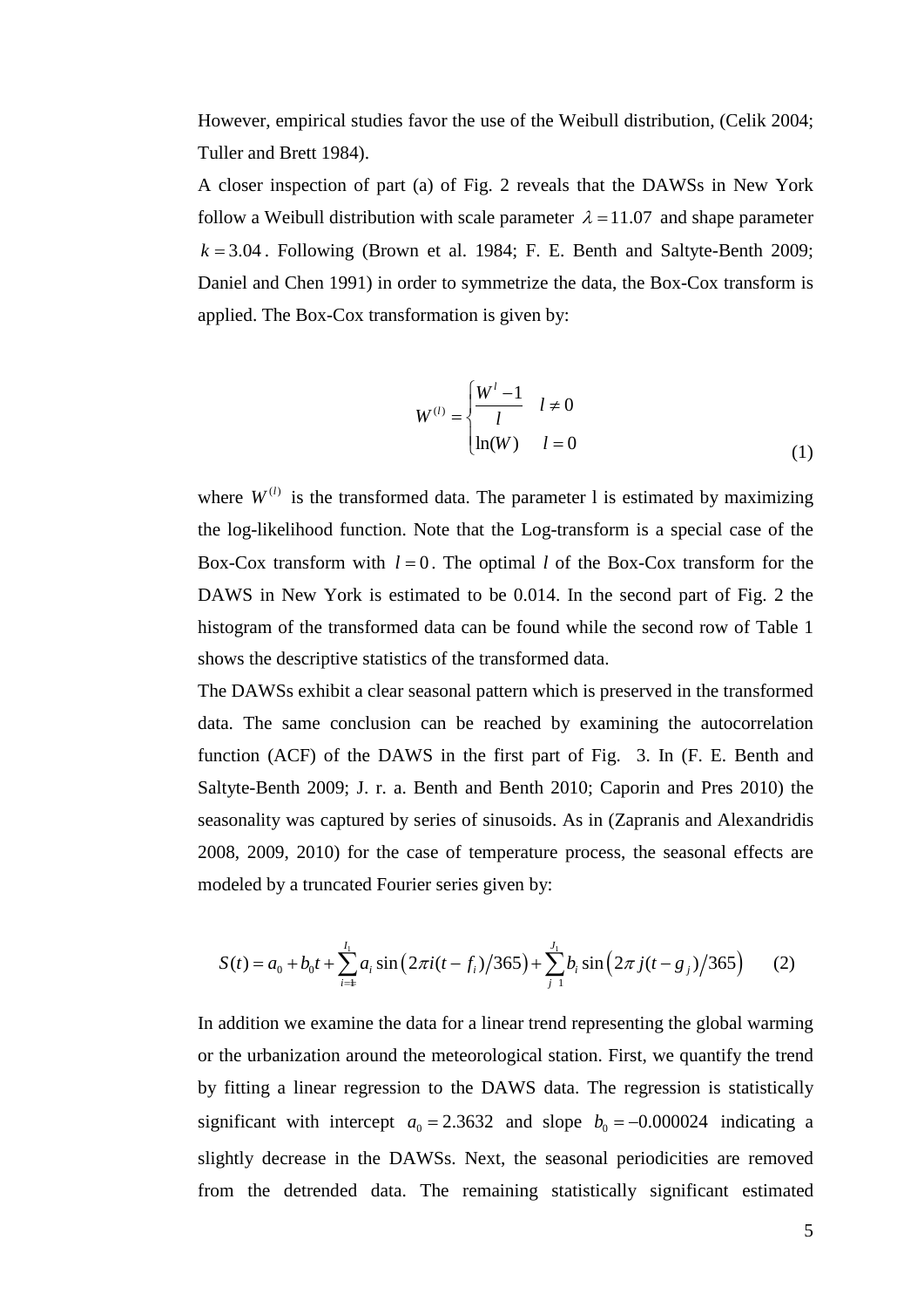However, empirical studies favor the use of the Weibull distribution, (Celik 2004; Tuller and Brett 1984).

A closer inspection of part (a) of Fig. 2 reveals that the DAWSs in New York follow a Weibull distribution with scale parameter $\lambda = 11.07$ and shape parameter $k = 3.04$. Following (Brown et al. 1984; F. E. Benth and Saltyte-Benth 2009; Daniel and Chen 1991) in order to symmetrize the data, the Box-Cox transform is applied. The Box-Cox transformation is given by:

$$W^{(l)} = \begin{cases} \dfrac{W^l - 1}{l} & l \neq 0 \\ \ln(W) & l = 0 \end{cases} \tag{1}$$

where $W^{(l)}$ is the transformed data. The parameter l is estimated by maximizing the log-likelihood function. Note that the Log-transform is a special case of the Box-Cox transform with $l = 0$. The optimal $l$ of the Box-Cox transform for the DAWS in New York is estimated to be 0.014. In the second part of Fig. 2 the histogram of the transformed data can be found while the second row of Table 1 shows the descriptive statistics of the transformed data.

The DAWSs exhibit a clear seasonal pattern which is preserved in the transformed data. The same conclusion can be reached by examining the autocorrelation function (ACF) of the DAWS in the first part of Fig. 3. In (F. E. Benth and Saltyte-Benth 2009; J. r. a. Benth and Benth 2010; Caporin and Pres 2010) the seasonality was captured by series of sinusoids. As in (Zapranis and Alexandridis 2008, 2009, 2010) for the case of temperature process, the seasonal effects are modeled by a truncated Fourier series given by:

$$S(t) = a_0 + b_0 t + \sum_{i=1}^{I_1} a_i \sin\left(2\pi i(t - f_i)/365\right) + \sum_{j=1}^{J_1} b_i \sin\left(2\pi j(t - g_j)/365\right) \tag{2}$$

In addition we examine the data for a linear trend representing the global warming or the urbanization around the meteorological station. First, we quantify the trend by fitting a linear regression to the DAWS data. The regression is statistically significant with intercept $a_0 = 2.3632$ and slope $b_0 = -0.000024$ indicating a slightly decrease in the DAWSs. Next, the seasonal periodicities are removed from the detrended data. The remaining statistically significant estimated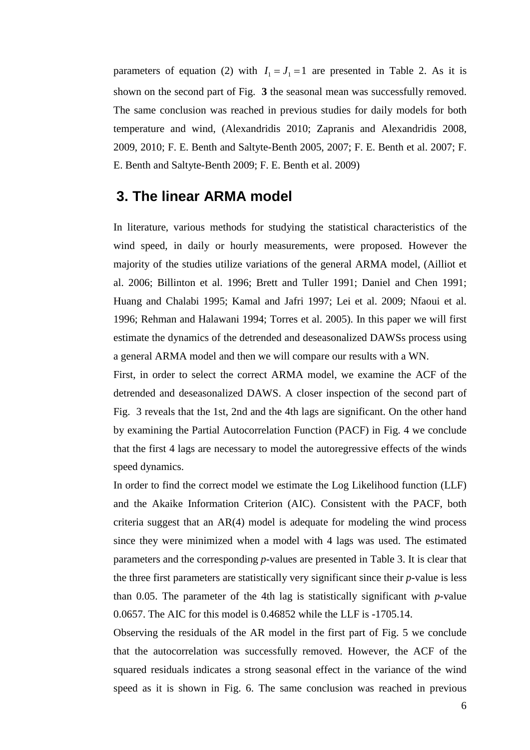parameters of equation (2) with $I_1 = J_1 = 1$ are presented in Table 2. As it is shown on the second part of Fig. **3** the seasonal mean was successfully removed. The same conclusion was reached in previous studies for daily models for both temperature and wind, (Alexandridis 2010; Zapranis and Alexandridis 2008, 2009, 2010; F. E. Benth and Saltyte-Benth 2005, 2007; F. E. Benth et al. 2007; F. E. Benth and Saltyte-Benth 2009; F. E. Benth et al. 2009)

## 3. The linear ARMA model

In literature, various methods for studying the statistical characteristics of the wind speed, in daily or hourly measurements, were proposed. However the majority of the studies utilize variations of the general ARMA model, (Ailliot et al. 2006; Billinton et al. 1996; Brett and Tuller 1991; Daniel and Chen 1991; Huang and Chalabi 1995; Kamal and Jafri 1997; Lei et al. 2009; Nfaoui et al. 1996; Rehman and Halawani 1994; Torres et al. 2005). In this paper we will first estimate the dynamics of the detrended and deseasonalized DAWSs process using a general ARMA model and then we will compare our results with a WN.

First, in order to select the correct ARMA model, we examine the ACF of the detrended and deseasonalized DAWS. A closer inspection of the second part of Fig. 3 reveals that the 1st, 2nd and the 4th lags are significant. On the other hand by examining the Partial Autocorrelation Function (PACF) in Fig. 4 we conclude that the first 4 lags are necessary to model the autoregressive effects of the winds speed dynamics.

In order to find the correct model we estimate the Log Likelihood function (LLF) and the Akaike Information Criterion (AIC). Consistent with the PACF, both criteria suggest that an AR(4) model is adequate for modeling the wind process since they were minimized when a model with 4 lags was used. The estimated parameters and the corresponding *p*-values are presented in Table 3. It is clear that the three first parameters are statistically very significant since their *p*-value is less than 0.05. The parameter of the 4th lag is statistically significant with *p*-value 0.0657. The AIC for this model is 0.46852 while the LLF is -1705.14.

Observing the residuals of the AR model in the first part of Fig. 5 we conclude that the autocorrelation was successfully removed. However, the ACF of the squared residuals indicates a strong seasonal effect in the variance of the wind speed as it is shown in Fig. 6. The same conclusion was reached in previous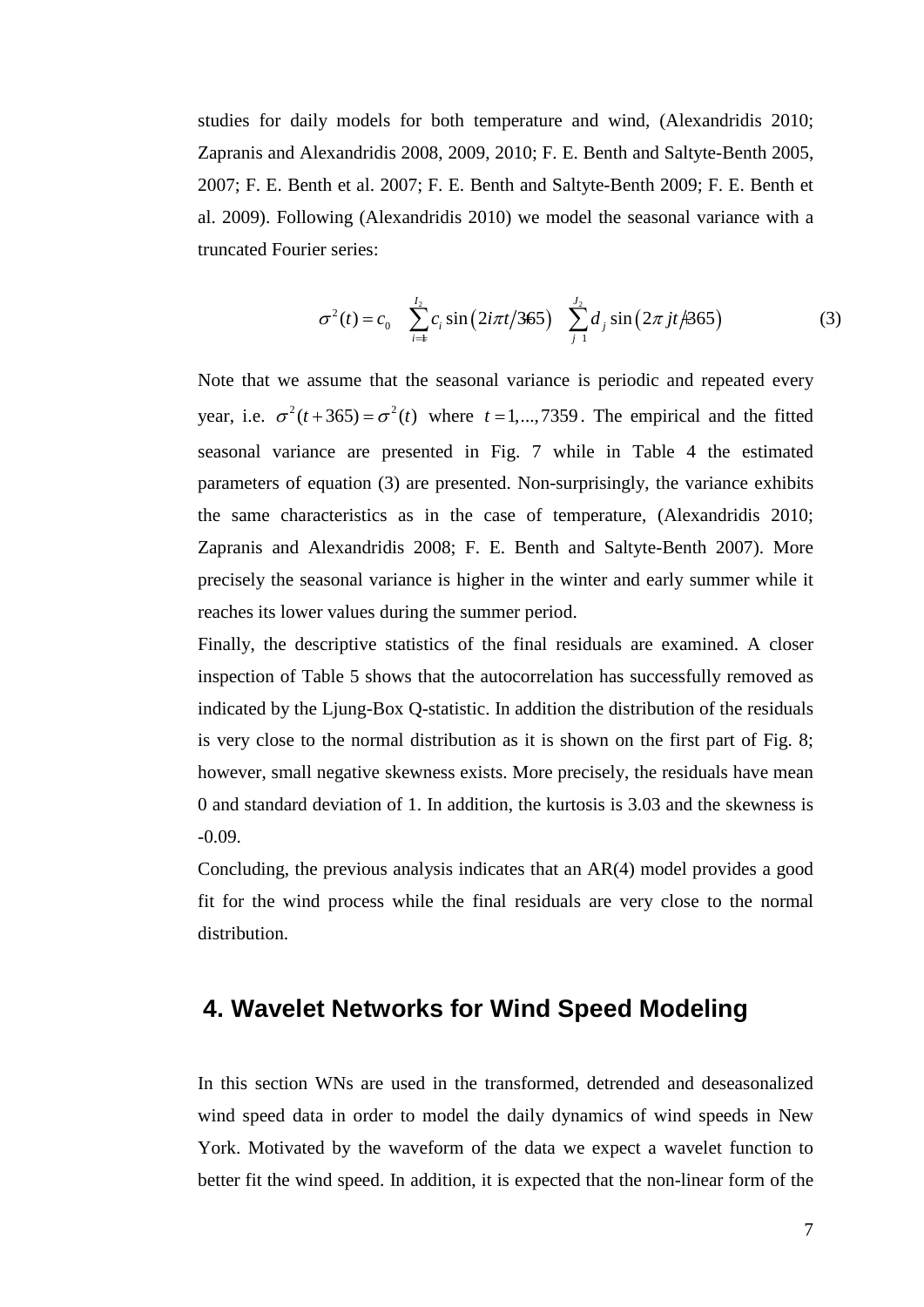studies for daily models for both temperature and wind, (Alexandridis 2010; Zapranis and Alexandridis 2008, 2009, 2010; F. E. Benth and Saltyte-Benth 2005, 2007; F. E. Benth et al. 2007; F. E. Benth and Saltyte-Benth 2009; F. E. Benth et al. 2009). Following (Alexandridis 2010) we model the seasonal variance with a truncated Fourier series:

$$\sigma^2(t) = c_0 + \sum_{i=1}^{I_2} c_i \sin\left(2i\pi t/365\right) + \sum_{j=1}^{J_2} d_j \sin\left(2\pi jt/365\right) \tag{3}$$

Note that we assume that the seasonal variance is periodic and repeated every year, i.e. $\sigma^2(t+365) = \sigma^2(t)$ where $t = 1,...,7359$. The empirical and the fitted seasonal variance are presented in Fig. 7 while in Table 4 the estimated parameters of equation (3) are presented. Non-surprisingly, the variance exhibits the same characteristics as in the case of temperature, (Alexandridis 2010; Zapranis and Alexandridis 2008; F. E. Benth and Saltyte-Benth 2007). More precisely the seasonal variance is higher in the winter and early summer while it reaches its lower values during the summer period.

Finally, the descriptive statistics of the final residuals are examined. A closer inspection of Table 5 shows that the autocorrelation has successfully removed as indicated by the Ljung-Box Q-statistic. In addition the distribution of the residuals is very close to the normal distribution as it is shown on the first part of Fig. 8; however, small negative skewness exists. More precisely, the residuals have mean 0 and standard deviation of 1. In addition, the kurtosis is 3.03 and the skewness is -0.09.

Concluding, the previous analysis indicates that an AR(4) model provides a good fit for the wind process while the final residuals are very close to the normal distribution.

## 4. Wavelet Networks for Wind Speed Modeling

In this section WNs are used in the transformed, detrended and deseasonalized wind speed data in order to model the daily dynamics of wind speeds in New York. Motivated by the waveform of the data we expect a wavelet function to better fit the wind speed. In addition, it is expected that the non-linear form of the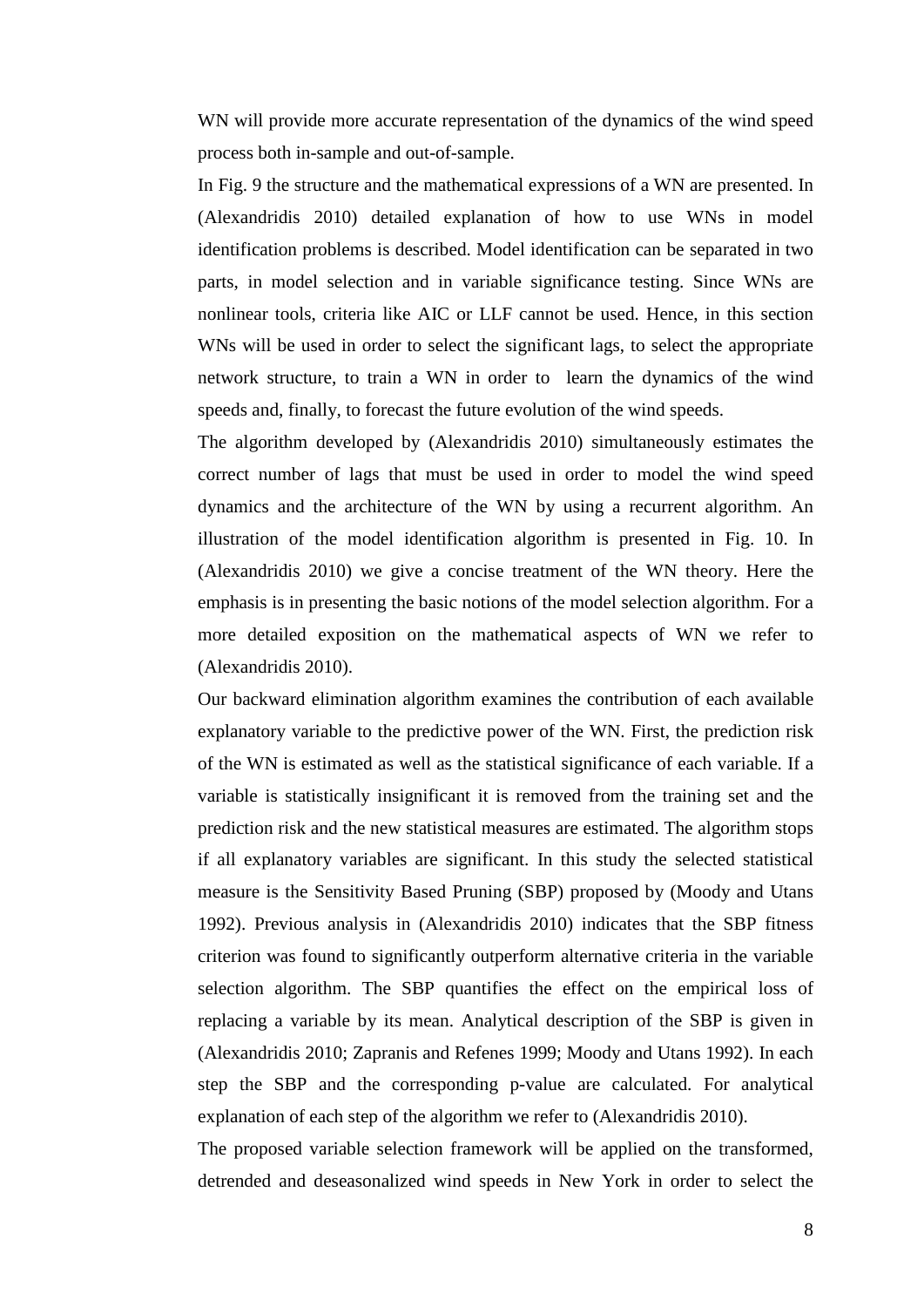WN will provide more accurate representation of the dynamics of the wind speed process both in-sample and out-of-sample.

In Fig. 9 the structure and the mathematical expressions of a WN are presented. In (Alexandridis 2010) detailed explanation of how to use WNs in model identification problems is described. Model identification can be separated in two parts, in model selection and in variable significance testing. Since WNs are nonlinear tools, criteria like AIC or LLF cannot be used. Hence, in this section WNs will be used in order to select the significant lags, to select the appropriate network structure, to train a WN in order to learn the dynamics of the wind speeds and, finally, to forecast the future evolution of the wind speeds.

The algorithm developed by (Alexandridis 2010) simultaneously estimates the correct number of lags that must be used in order to model the wind speed dynamics and the architecture of the WN by using a recurrent algorithm. An illustration of the model identification algorithm is presented in Fig. 10. In (Alexandridis 2010) we give a concise treatment of the WN theory. Here the emphasis is in presenting the basic notions of the model selection algorithm. For a more detailed exposition on the mathematical aspects of WN we refer to (Alexandridis 2010).

Our backward elimination algorithm examines the contribution of each available explanatory variable to the predictive power of the WN. First, the prediction risk of the WN is estimated as well as the statistical significance of each variable. If a variable is statistically insignificant it is removed from the training set and the prediction risk and the new statistical measures are estimated. The algorithm stops if all explanatory variables are significant. In this study the selected statistical measure is the Sensitivity Based Pruning (SBP) proposed by (Moody and Utans 1992). Previous analysis in (Alexandridis 2010) indicates that the SBP fitness criterion was found to significantly outperform alternative criteria in the variable selection algorithm. The SBP quantifies the effect on the empirical loss of replacing a variable by its mean. Analytical description of the SBP is given in (Alexandridis 2010; Zapranis and Refenes 1999; Moody and Utans 1992). In each step the SBP and the corresponding p-value are calculated. For analytical explanation of each step of the algorithm we refer to (Alexandridis 2010).

The proposed variable selection framework will be applied on the transformed, detrended and deseasonalized wind speeds in New York in order to select the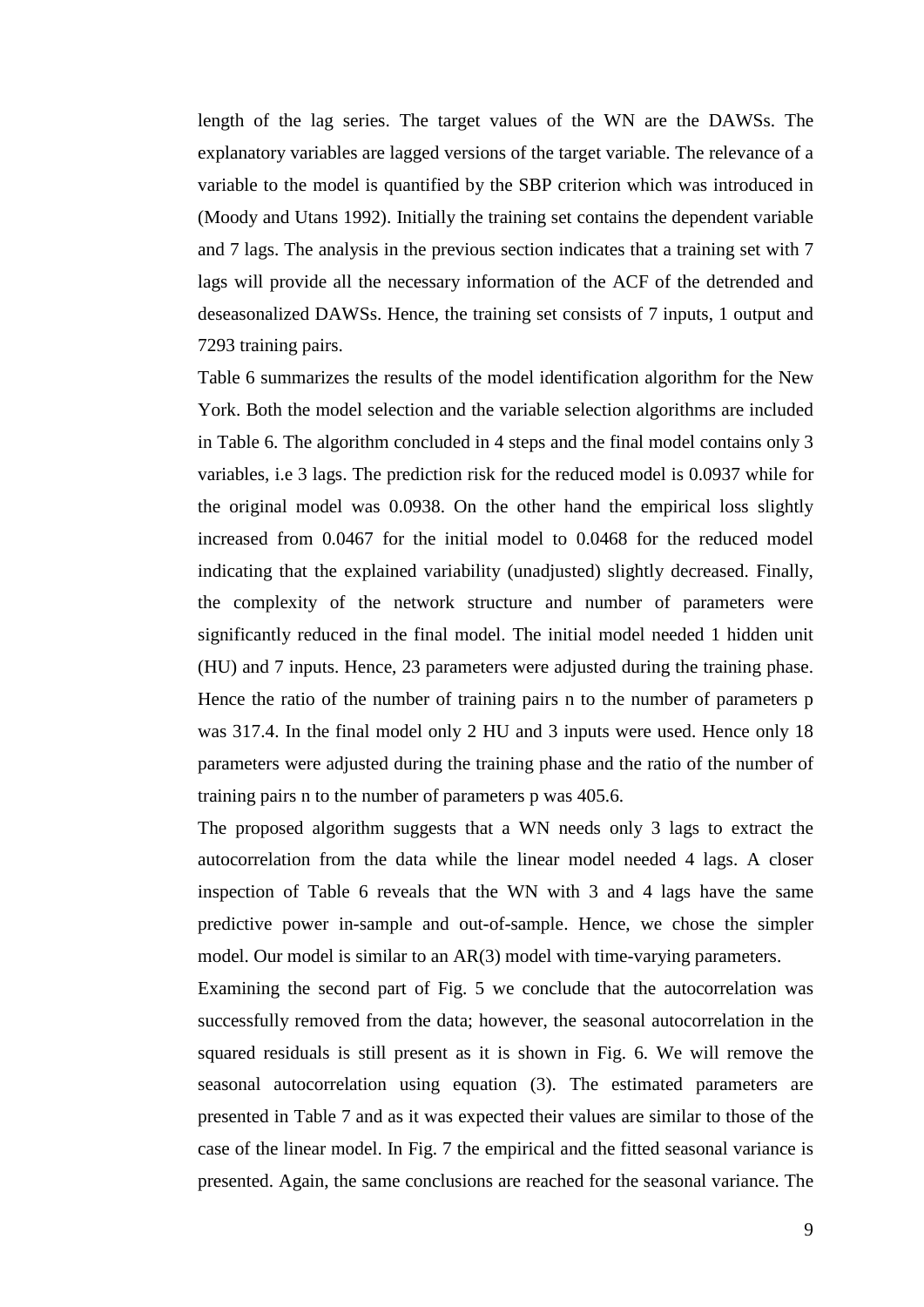length of the lag series. The target values of the WN are the DAWSs. The explanatory variables are lagged versions of the target variable. The relevance of a variable to the model is quantified by the SBP criterion which was introduced in (Moody and Utans 1992). Initially the training set contains the dependent variable and 7 lags. The analysis in the previous section indicates that a training set with 7 lags will provide all the necessary information of the ACF of the detrended and deseasonalized DAWSs. Hence, the training set consists of 7 inputs, 1 output and 7293 training pairs.

Table 6 summarizes the results of the model identification algorithm for the New York. Both the model selection and the variable selection algorithms are included in Table 6. The algorithm concluded in 4 steps and the final model contains only 3 variables, i.e 3 lags. The prediction risk for the reduced model is 0.0937 while for the original model was 0.0938. On the other hand the empirical loss slightly increased from 0.0467 for the initial model to 0.0468 for the reduced model indicating that the explained variability (unadjusted) slightly decreased. Finally, the complexity of the network structure and number of parameters were significantly reduced in the final model. The initial model needed 1 hidden unit (HU) and 7 inputs. Hence, 23 parameters were adjusted during the training phase. Hence the ratio of the number of training pairs n to the number of parameters p was 317.4. In the final model only 2 HU and 3 inputs were used. Hence only 18 parameters were adjusted during the training phase and the ratio of the number of training pairs n to the number of parameters p was 405.6.

The proposed algorithm suggests that a WN needs only 3 lags to extract the autocorrelation from the data while the linear model needed 4 lags. A closer inspection of Table 6 reveals that the WN with 3 and 4 lags have the same predictive power in-sample and out-of-sample. Hence, we chose the simpler model. Our model is similar to an AR(3) model with time-varying parameters.

Examining the second part of Fig. 5 we conclude that the autocorrelation was successfully removed from the data; however, the seasonal autocorrelation in the squared residuals is still present as it is shown in Fig. 6. We will remove the seasonal autocorrelation using equation (3). The estimated parameters are presented in Table 7 and as it was expected their values are similar to those of the case of the linear model. In Fig. 7 the empirical and the fitted seasonal variance is presented. Again, the same conclusions are reached for the seasonal variance. The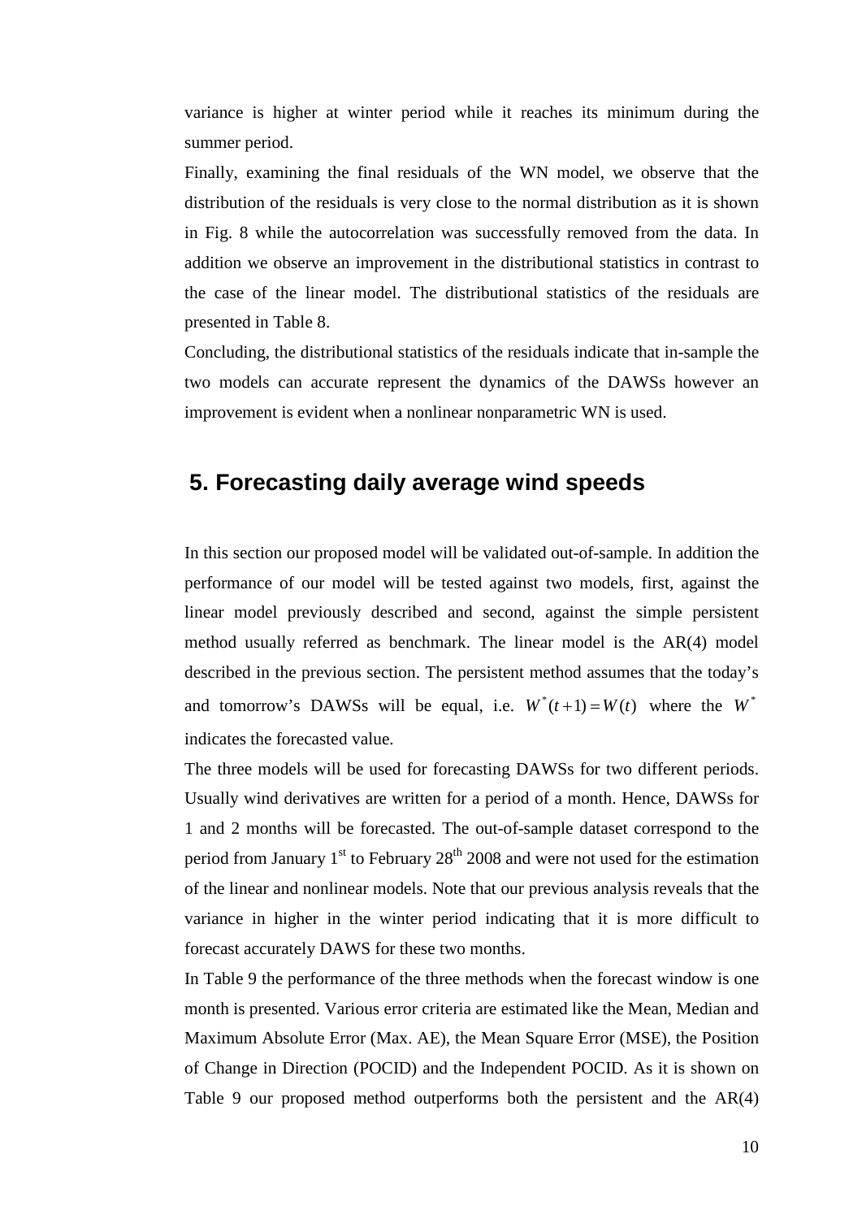variance is higher at winter period while it reaches its minimum during the summer period.

Finally, examining the final residuals of the WN model, we observe that the distribution of the residuals is very close to the normal distribution as it is shown in Fig. 8 while the autocorrelation was successfully removed from the data. In addition we observe an improvement in the distributional statistics in contrast to the case of the linear model. The distributional statistics of the residuals are presented in Table 8.

Concluding, the distributional statistics of the residuals indicate that in-sample the two models can accurate represent the dynamics of the DAWSs however an improvement is evident when a nonlinear nonparametric WN is used.

## 5. Forecasting daily average wind speeds

In this section our proposed model will be validated out-of-sample. In addition the performance of our model will be tested against two models, first, against the linear model previously described and second, against the simple persistent method usually referred as benchmark. The linear model is the AR(4) model described in the previous section. The persistent method assumes that the today's and tomorrow's DAWSs will be equal, i.e. $W^*(t+1) = W(t)$ where the $W^*$ indicates the forecasted value.

The three models will be used for forecasting DAWSs for two different periods. Usually wind derivatives are written for a period of a month. Hence, DAWSs for 1 and 2 months will be forecasted. The out-of-sample dataset correspond to the period from January 1st to February 28th 2008 and were not used for the estimation of the linear and nonlinear models. Note that our previous analysis reveals that the variance in higher in the winter period indicating that it is more difficult to forecast accurately DAWS for these two months.

In Table 9 the performance of the three methods when the forecast window is one month is presented. Various error criteria are estimated like the Mean, Median and Maximum Absolute Error (Max. AE), the Mean Square Error (MSE), the Position of Change in Direction (POCID) and the Independent POCID. As it is shown on Table 9 our proposed method outperforms both the persistent and the AR(4)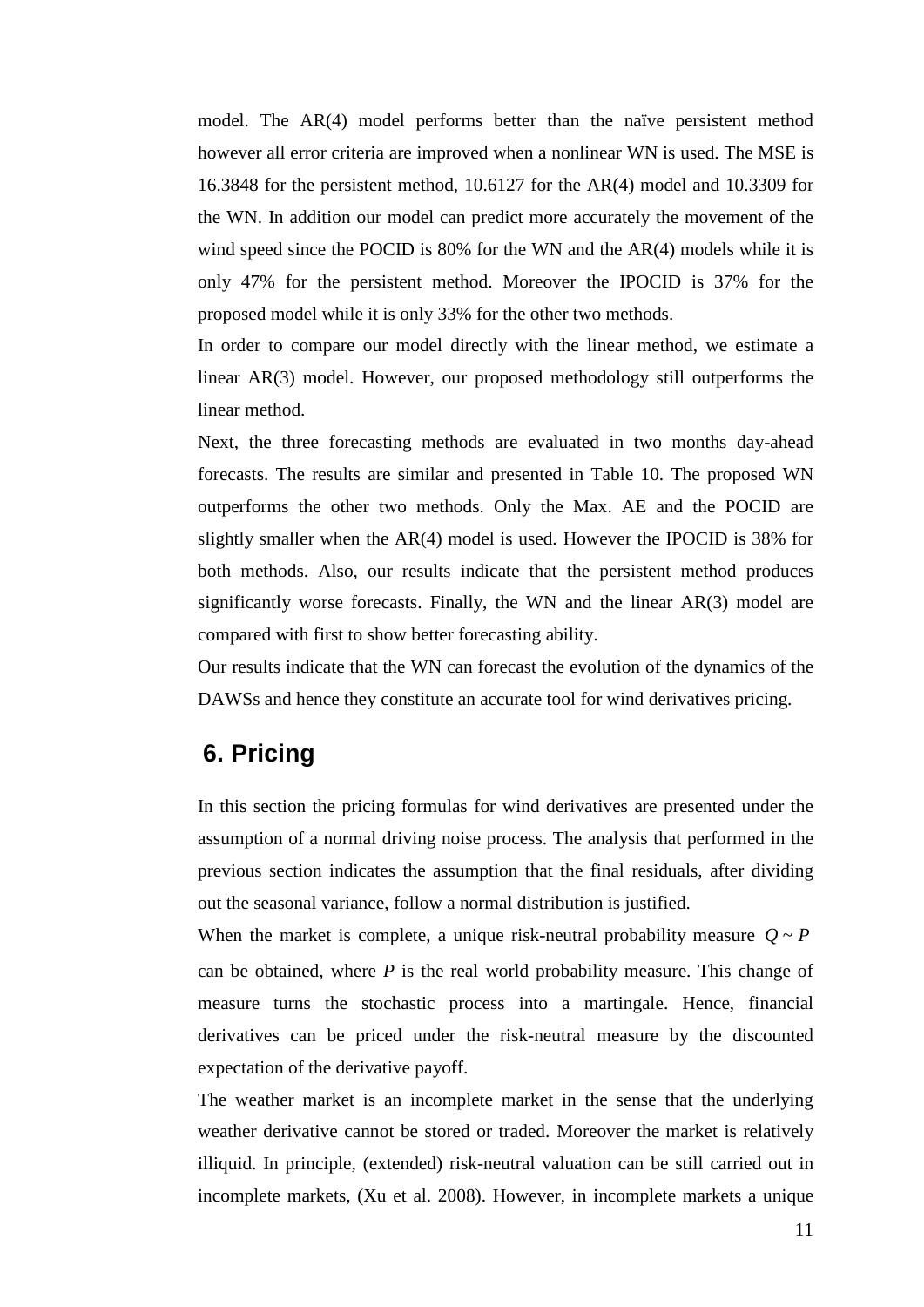model. The AR(4) model performs better than the naïve persistent method however all error criteria are improved when a nonlinear WN is used. The MSE is 16.3848 for the persistent method, 10.6127 for the AR(4) model and 10.3309 for the WN. In addition our model can predict more accurately the movement of the wind speed since the POCID is 80% for the WN and the AR(4) models while it is only 47% for the persistent method. Moreover the IPOCID is 37% for the proposed model while it is only 33% for the other two methods.

In order to compare our model directly with the linear method, we estimate a linear AR(3) model. However, our proposed methodology still outperforms the linear method.

Next, the three forecasting methods are evaluated in two months day-ahead forecasts. The results are similar and presented in Table 10. The proposed WN outperforms the other two methods. Only the Max. AE and the POCID are slightly smaller when the AR(4) model is used. However the IPOCID is 38% for both methods. Also, our results indicate that the persistent method produces significantly worse forecasts. Finally, the WN and the linear AR(3) model are compared with first to show better forecasting ability.

Our results indicate that the WN can forecast the evolution of the dynamics of the DAWSs and hence they constitute an accurate tool for wind derivatives pricing.

## 6. Pricing

In this section the pricing formulas for wind derivatives are presented under the assumption of a normal driving noise process. The analysis that performed in the previous section indicates the assumption that the final residuals, after dividing out the seasonal variance, follow a normal distribution is justified.

When the market is complete, a unique risk-neutral probability measure $Q \sim P$ can be obtained, where $P$ is the real world probability measure. This change of measure turns the stochastic process into a martingale. Hence, financial derivatives can be priced under the risk-neutral measure by the discounted expectation of the derivative payoff.

The weather market is an incomplete market in the sense that the underlying weather derivative cannot be stored or traded. Moreover the market is relatively illiquid. In principle, (extended) risk-neutral valuation can be still carried out in incomplete markets, (Xu et al. 2008). However, in incomplete markets a unique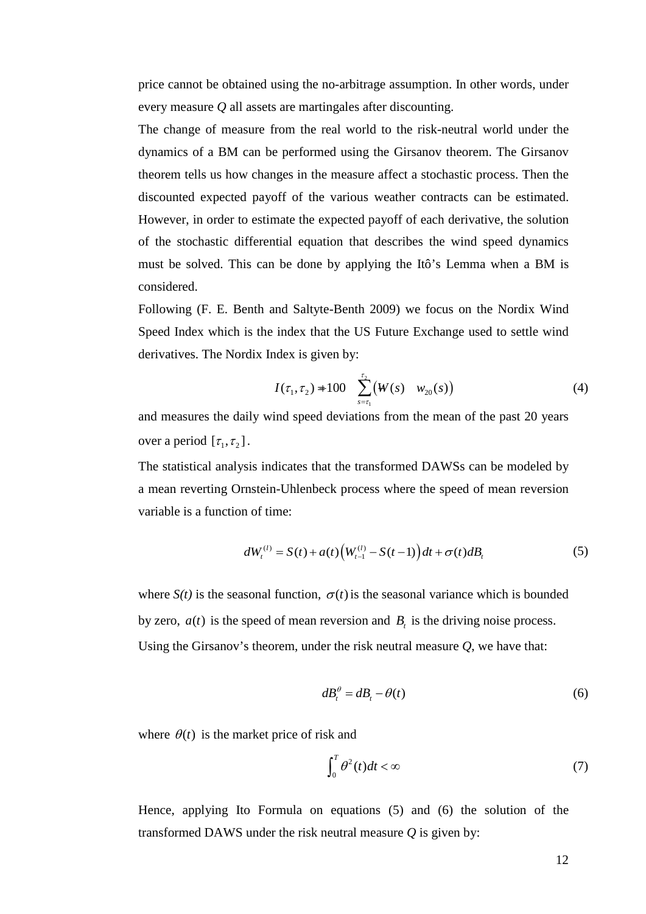price cannot be obtained using the no-arbitrage assumption. In other words, under every measure $Q$ all assets are martingales after discounting.

The change of measure from the real world to the risk-neutral world under the dynamics of a BM can be performed using the Girsanov theorem. The Girsanov theorem tells us how changes in the measure affect a stochastic process. Then the discounted expected payoff of the various weather contracts can be estimated. However, in order to estimate the expected payoff of each derivative, the solution of the stochastic differential equation that describes the wind speed dynamics must be solved. This can be done by applying the Itô's Lemma when a BM is considered.

Following (F. E. Benth and Saltyte-Benth 2009) we focus on the Nordix Wind Speed Index which is the index that the US Future Exchange used to settle wind derivatives. The Nordix Index is given by:

$$I(\tau_1, \tau_2) = 100 \quad \sum_{s=\tau_1}^{\tau_2} \left( W(s) \quad w_{20}(s) \right) \tag{4}$$

and measures the daily wind speed deviations from the mean of the past 20 years over a period $[\tau_1, \tau_2]$.

The statistical analysis indicates that the transformed DAWSs can be modeled by a mean reverting Ornstein-Uhlenbeck process where the speed of mean reversion variable is a function of time:

$$dW_t^{(l)} = S(t) + a(t)\left(W_{t-1}^{(l)} - S(t-1)\right)dt + \sigma(t)dB_t \tag{5}$$

where *S(t)* is the seasonal function, $\sigma(t)$ is the seasonal variance which is bounded by zero, $a(t)$ is the speed of mean reversion and $B_t$ is the driving noise process.

Using the Girsanov's theorem, under the risk neutral measure $Q$, we have that:

$$dB_t^{\theta} = dB_t - \theta(t) \tag{6}$$

where $\theta(t)$ is the market price of risk and

$$\int_0^T \theta^2(t)dt < \infty \tag{7}$$

Hence, applying Ito Formula on equations (5) and (6) the solution of the transformed DAWS under the risk neutral measure $Q$ is given by: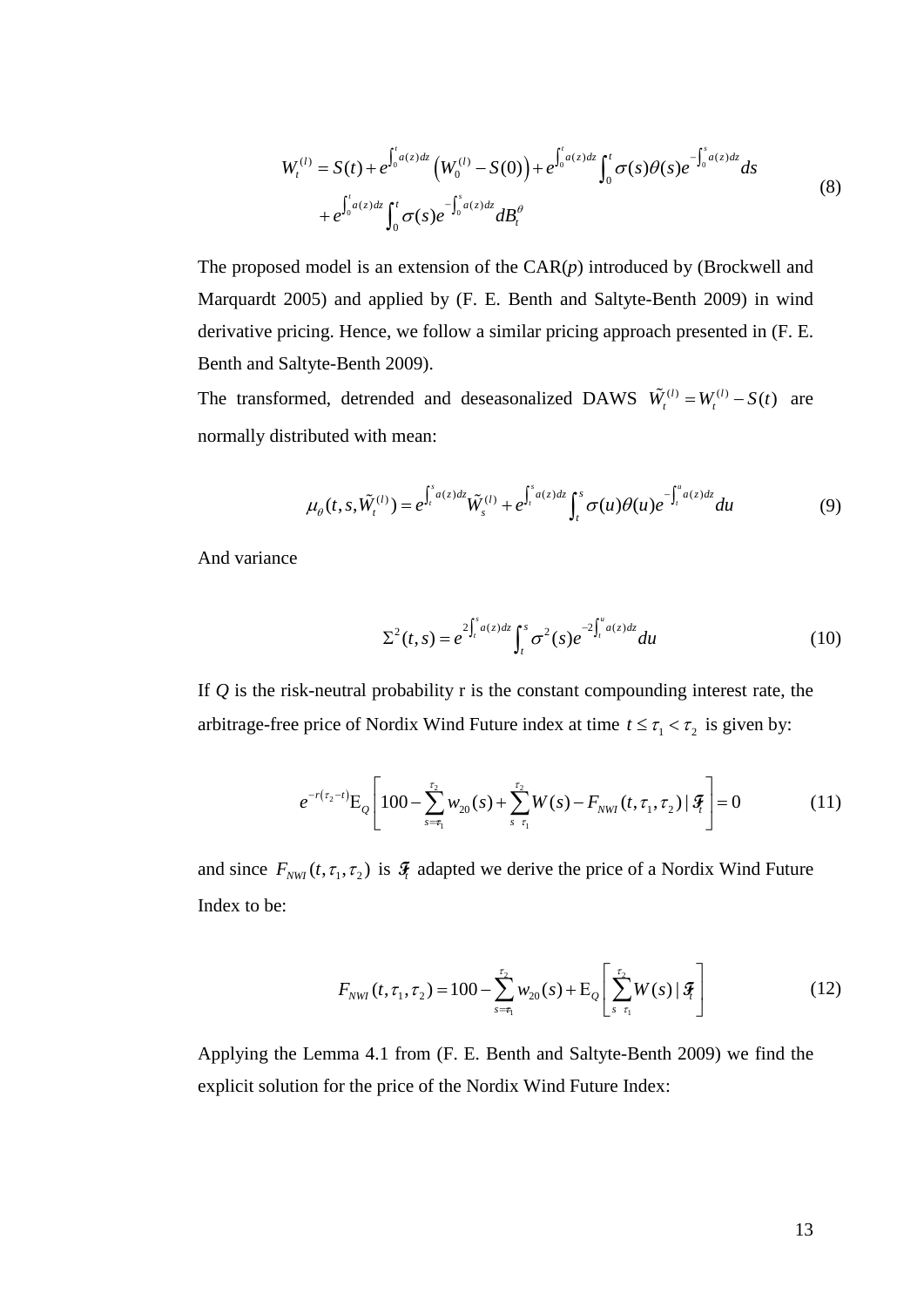$$
\begin{aligned}
W_t^{(l)} &= S(t) + e^{\int_0^t a(z)dz}\left(W_0^{(l)} - S(0)\right) + e^{\int_0^t a(z)dz}\int_0^t \sigma(s)\theta(s)e^{-\int_0^s a(z)dz}ds \\
&+ e^{\int_0^t a(z)dz}\int_0^t \sigma(s)e^{-\int_0^s a(z)dz}dB_t^{\theta}
\end{aligned} \tag{8}
$$

The proposed model is an extension of the CAR($p$) introduced by (Brockwell and Marquardt 2005) and applied by (F. E. Benth and Saltyte-Benth 2009) in wind derivative pricing. Hence, we follow a similar pricing approach presented in (F. E. Benth and Saltyte-Benth 2009).

The transformed, detrended and deseasonalized DAWS $\tilde{W}_t^{(l)} = W_t^{(l)} - S(t)$ are normally distributed with mean:

$$
\mu_\theta(t,s,\tilde{W}_t^{(l)}) = e^{\int_t^s a(z)dz}\tilde{W}_s^{(l)} + e^{\int_t^s a(z)dz}\int_t^s \sigma(u)\theta(u)e^{-\int_t^u a(z)dz}du \tag{9}
$$

And variance

$$
\Sigma^2(t,s) = e^{2\int_t^s a(z)dz}\int_t^s \sigma^2(s)e^{-2\int_t^u a(z)dz}du \tag{10}
$$

If $Q$ is the risk-neutral probability r is the constant compounding interest rate, the arbitrage-free price of Nordix Wind Future index at time $t \le \tau_1 < \tau_2$ is given by:

$$
e^{-r(\tau_2 - t)}\mathrm{E}_Q\left[100 - \sum_{s=\tau_1}^{\tau_2} w_{20}(s) + \sum_{s=\tau_1}^{\tau_2} W(s) - F_{NWI}(t,\tau_1,\tau_2) \mid \mathcal{F}_t\right] = 0 \tag{11}
$$

and since $F_{NWI}(t,\tau_1,\tau_2)$ is $\mathcal{F}_t$ adapted we derive the price of a Nordix Wind Future Index to be:

$$
F_{NWI}(t,\tau_1,\tau_2) = 100 - \sum_{s=\tau_1}^{\tau_2} w_{20}(s) + \mathrm{E}_Q\left[\sum_{s=\tau_1}^{\tau_2} W(s) \mid \mathcal{F}_t\right] \tag{12}
$$

Applying the Lemma 4.1 from (F. E. Benth and Saltyte-Benth 2009) we find the explicit solution for the price of the Nordix Wind Future Index: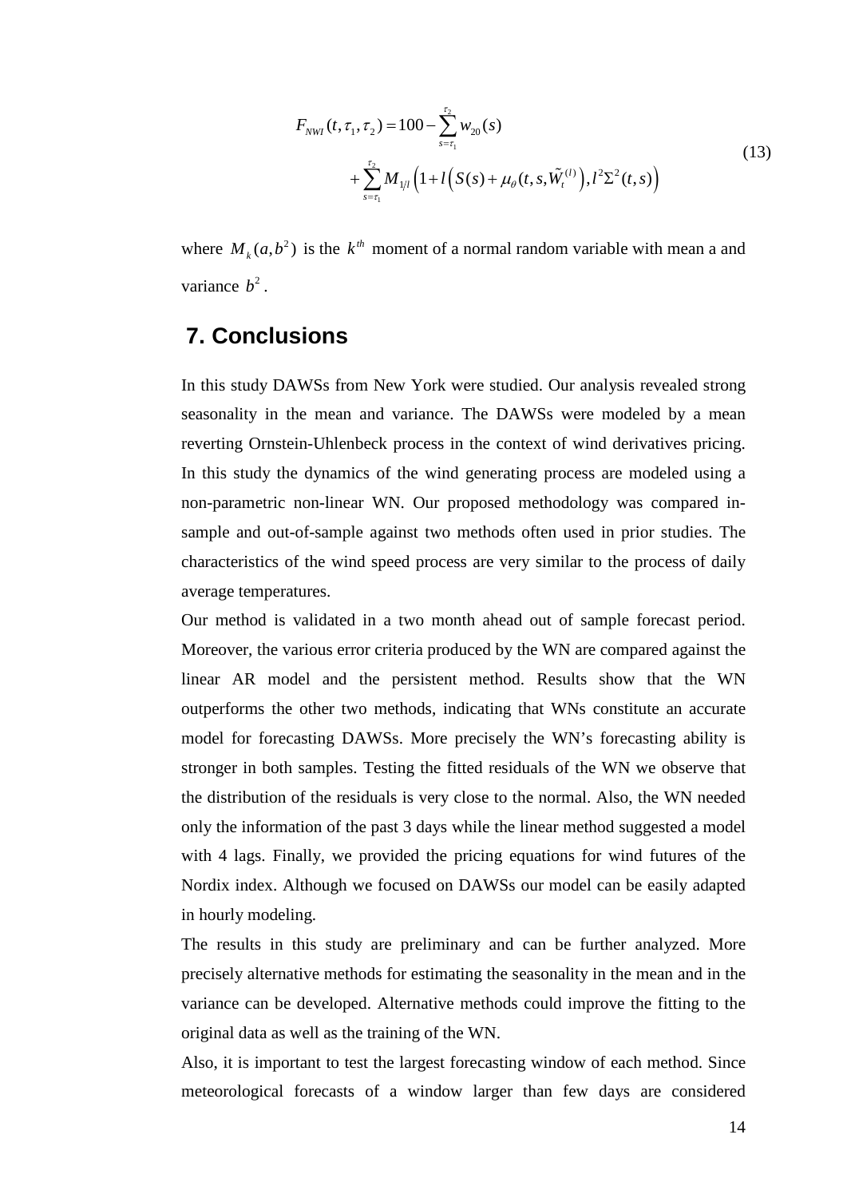$$F_{NWI}(t,\tau_1,\tau_2) = 100 - \sum_{s=\tau_1}^{\tau_2} w_{20}(s) + \sum_{s=\tau_1}^{\tau_2} M_{1/l}\left(1 + l\left(S(s) + \mu_\theta(t,s,\tilde{W}_t^{(l)}\right), l^2\Sigma^2(t,s)\right) \tag{13}$$

where $M_k(a,b^2)$ is the $k^{th}$ moment of a normal random variable with mean a and variance $b^2$.

## 7. Conclusions

In this study DAWSs from New York were studied. Our analysis revealed strong seasonality in the mean and variance. The DAWSs were modeled by a mean reverting Ornstein-Uhlenbeck process in the context of wind derivatives pricing. In this study the dynamics of the wind generating process are modeled using a non-parametric non-linear WN. Our proposed methodology was compared in-sample and out-of-sample against two methods often used in prior studies. The characteristics of the wind speed process are very similar to the process of daily average temperatures.

Our method is validated in a two month ahead out of sample forecast period. Moreover, the various error criteria produced by the WN are compared against the linear AR model and the persistent method. Results show that the WN outperforms the other two methods, indicating that WNs constitute an accurate model for forecasting DAWSs. More precisely the WN's forecasting ability is stronger in both samples. Testing the fitted residuals of the WN we observe that the distribution of the residuals is very close to the normal. Also, the WN needed only the information of the past 3 days while the linear method suggested a model with 4 lags. Finally, we provided the pricing equations for wind futures of the Nordix index. Although we focused on DAWSs our model can be easily adapted in hourly modeling.

The results in this study are preliminary and can be further analyzed. More precisely alternative methods for estimating the seasonality in the mean and in the variance can be developed. Alternative methods could improve the fitting to the original data as well as the training of the WN.

Also, it is important to test the largest forecasting window of each method. Since meteorological forecasts of a window larger than few days are considered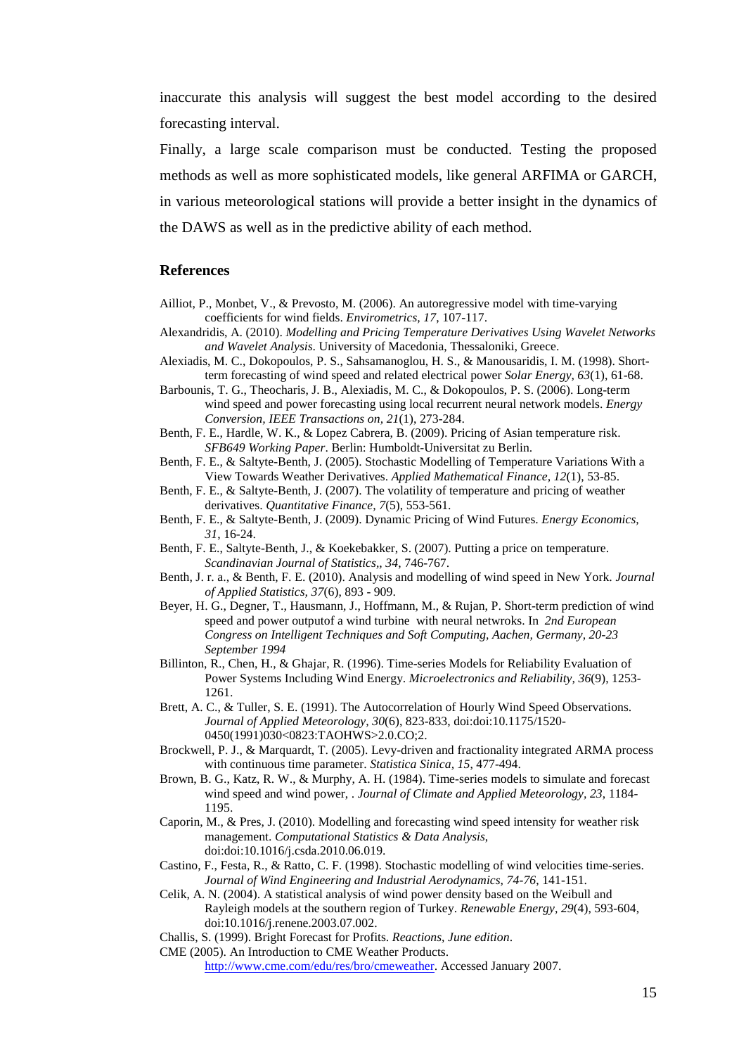inaccurate this analysis will suggest the best model according to the desired forecasting interval.

Finally, a large scale comparison must be conducted. Testing the proposed methods as well as more sophisticated models, like general ARFIMA or GARCH, in various meteorological stations will provide a better insight in the dynamics of the DAWS as well as in the predictive ability of each method.

## References

Ailliot, P., Monbet, V., & Prevosto, M. (2006). An autoregressive model with time-varying coefficients for wind fields. *Envirometrics, 17*, 107-117.

Alexandridis, A. (2010). *Modelling and Pricing Temperature Derivatives Using Wavelet Networks and Wavelet Analysis*. University of Macedonia, Thessaloniki, Greece.

Alexiadis, M. C., Dokopoulos, P. S., Sahsamanoglou, H. S., & Manousaridis, I. M. (1998). Short-term forecasting of wind speed and related electrical power *Solar Energy, 63*(1), 61-68.

Barbounis, T. G., Theocharis, J. B., Alexiadis, M. C., & Dokopoulos, P. S. (2006). Long-term wind speed and power forecasting using local recurrent neural network models. *Energy Conversion, IEEE Transactions on, 21*(1), 273-284.

Benth, F. E., Hardle, W. K., & Lopez Cabrera, B. (2009). Pricing of Asian temperature risk. *SFB649 Working Paper*. Berlin: Humboldt-Universitat zu Berlin.

Benth, F. E., & Saltyte-Benth, J. (2005). Stochastic Modelling of Temperature Variations With a View Towards Weather Derivatives. *Applied Mathematical Finance, 12*(1), 53-85.

Benth, F. E., & Saltyte-Benth, J. (2007). The volatility of temperature and pricing of weather derivatives. *Quantitative Finance, 7*(5), 553-561.

Benth, F. E., & Saltyte-Benth, J. (2009). Dynamic Pricing of Wind Futures. *Energy Economics, 31*, 16-24.

Benth, F. E., Saltyte-Benth, J., & Koekebakker, S. (2007). Putting a price on temperature. *Scandinavian Journal of Statistics,, 34*, 746-767.

Benth, J. r. a., & Benth, F. E. (2010). Analysis and modelling of wind speed in New York. *Journal of Applied Statistics, 37*(6), 893 - 909.

Beyer, H. G., Degner, T., Hausmann, J., Hoffmann, M., & Rujan, P. Short-term prediction of wind speed and power outputof a wind turbine with neural netwroks. In *2nd European Congress on Intelligent Techniques and Soft Computing, Aachen, Germany, 20-23 September 1994*

Billinton, R., Chen, H., & Ghajar, R. (1996). Time-series Models for Reliability Evaluation of Power Systems Including Wind Energy. *Microelectronics and Reliability, 36*(9), 1253-1261.

Brett, A. C., & Tuller, S. E. (1991). The Autocorrelation of Hourly Wind Speed Observations. *Journal of Applied Meteorology, 30*(6), 823-833, doi:doi:10.1175/1520-0450(1991)030<0823:TAOHWS>2.0.CO;2.

Brockwell, P. J., & Marquardt, T. (2005). Levy-driven and fractionality integrated ARMA process with continuous time parameter. *Statistica Sinica, 15*, 477-494.

Brown, B. G., Katz, R. W., & Murphy, A. H. (1984). Time-series models to simulate and forecast wind speed and wind power, . *Journal of Climate and Applied Meteorology, 23*, 1184-1195.

Caporin, M., & Pres, J. (2010). Modelling and forecasting wind speed intensity for weather risk management. *Computational Statistics & Data Analysis*, doi:doi:10.1016/j.csda.2010.06.019.

Castino, F., Festa, R., & Ratto, C. F. (1998). Stochastic modelling of wind velocities time-series. *Journal of Wind Engineering and Industrial Aerodynamics, 74-76*, 141-151.

Celik, A. N. (2004). A statistical analysis of wind power density based on the Weibull and Rayleigh models at the southern region of Turkey. *Renewable Energy, 29*(4), 593-604, doi:10.1016/j.renene.2003.07.002.

Challis, S. (1999). Bright Forecast for Profits. *Reactions, June edition*.

CME (2005). An Introduction to CME Weather Products. http://www.cme.com/edu/res/bro/cmeweather. Accessed January 2007.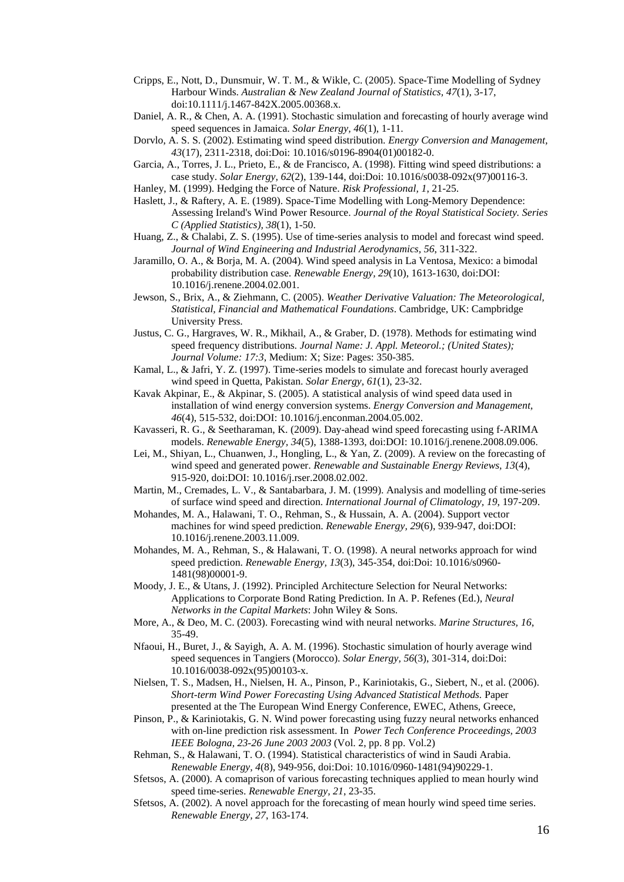Cripps, E., Nott, D., Dunsmuir, W. T. M., & Wikle, C. (2005). Space-Time Modelling of Sydney Harbour Winds. *Australian & New Zealand Journal of Statistics, 47*(1), 3-17, doi:10.1111/j.1467-842X.2005.00368.x.

Daniel, A. R., & Chen, A. A. (1991). Stochastic simulation and forecasting of hourly average wind speed sequences in Jamaica. *Solar Energy, 46*(1), 1-11.

Dorvlo, A. S. S. (2002). Estimating wind speed distribution. *Energy Conversion and Management, 43*(17), 2311-2318, doi:Doi: 10.1016/s0196-8904(01)00182-0.

Garcia, A., Torres, J. L., Prieto, E., & de Francisco, A. (1998). Fitting wind speed distributions: a case study. *Solar Energy, 62*(2), 139-144, doi:Doi: 10.1016/s0038-092x(97)00116-3.

Hanley, M. (1999). Hedging the Force of Nature. *Risk Professional, 1*, 21-25.

Haslett, J., & Raftery, A. E. (1989). Space-Time Modelling with Long-Memory Dependence: Assessing Ireland's Wind Power Resource. *Journal of the Royal Statistical Society. Series C (Applied Statistics), 38*(1), 1-50.

Huang, Z., & Chalabi, Z. S. (1995). Use of time-series analysis to model and forecast wind speed. *Journal of Wind Engineering and Industrial Aerodynamics, 56*, 311-322.

Jaramillo, O. A., & Borja, M. A. (2004). Wind speed analysis in La Ventosa, Mexico: a bimodal probability distribution case. *Renewable Energy, 29*(10), 1613-1630, doi:DOI: 10.1016/j.renene.2004.02.001.

Jewson, S., Brix, A., & Ziehmann, C. (2005). *Weather Derivative Valuation: The Meteorological, Statistical, Financial and Mathematical Foundations*. Cambridge, UK: Campbridge University Press.

Justus, C. G., Hargraves, W. R., Mikhail, A., & Graber, D. (1978). Methods for estimating wind speed frequency distributions. *Journal Name: J. Appl. Meteorol.; (United States); Journal Volume: 17:3*, Medium: X; Size: Pages: 350-385.

Kamal, L., & Jafri, Y. Z. (1997). Time-series models to simulate and forecast hourly averaged wind speed in Quetta, Pakistan. *Solar Energy, 61*(1), 23-32.

Kavak Akpinar, E., & Akpinar, S. (2005). A statistical analysis of wind speed data used in installation of wind energy conversion systems. *Energy Conversion and Management, 46*(4), 515-532, doi:DOI: 10.1016/j.enconman.2004.05.002.

Kavasseri, R. G., & Seetharaman, K. (2009). Day-ahead wind speed forecasting using f-ARIMA models. *Renewable Energy, 34*(5), 1388-1393, doi:DOI: 10.1016/j.renene.2008.09.006.

Lei, M., Shiyan, L., Chuanwen, J., Hongling, L., & Yan, Z. (2009). A review on the forecasting of wind speed and generated power. *Renewable and Sustainable Energy Reviews, 13*(4), 915-920, doi:DOI: 10.1016/j.rser.2008.02.002.

Martin, M., Cremades, L. V., & Santabarbara, J. M. (1999). Analysis and modelling of time-series of surface wind speed and direction. *International Journal of Climatology, 19*, 197-209.

Mohandes, M. A., Halawani, T. O., Rehman, S., & Hussain, A. A. (2004). Support vector machines for wind speed prediction. *Renewable Energy, 29*(6), 939-947, doi:DOI: 10.1016/j.renene.2003.11.009.

Mohandes, M. A., Rehman, S., & Halawani, T. O. (1998). A neural networks approach for wind speed prediction. *Renewable Energy, 13*(3), 345-354, doi:Doi: 10.1016/s0960-1481(98)00001-9.

Moody, J. E., & Utans, J. (1992). Principled Architecture Selection for Neural Networks: Applications to Corporate Bond Rating Prediction. In A. P. Refenes (Ed.), *Neural Networks in the Capital Markets*: John Wiley & Sons.

More, A., & Deo, M. C. (2003). Forecasting wind with neural networks. *Marine Structures, 16*, 35-49.

Nfaoui, H., Buret, J., & Sayigh, A. A. M. (1996). Stochastic simulation of hourly average wind speed sequences in Tangiers (Morocco). *Solar Energy, 56*(3), 301-314, doi:Doi: 10.1016/0038-092x(95)00103-x.

Nielsen, T. S., Madsen, H., Nielsen, H. A., Pinson, P., Kariniotakis, G., Siebert, N., et al. (2006). *Short-term Wind Power Forecasting Using Advanced Statistical Methods.* Paper presented at the The European Wind Energy Conference, EWEC, Athens, Greece,

Pinson, P., & Kariniotakis, G. N. Wind power forecasting using fuzzy neural networks enhanced with on-line prediction risk assessment. In *Power Tech Conference Proceedings, 2003 IEEE Bologna, 23-26 June 2003 2003* (Vol. 2, pp. 8 pp. Vol.2)

Rehman, S., & Halawani, T. O. (1994). Statistical characteristics of wind in Saudi Arabia. *Renewable Energy, 4*(8), 949-956, doi:Doi: 10.1016/0960-1481(94)90229-1.

Sfetsos, A. (2000). A comaprison of various forecasting techniques applied to mean hourly wind speed time-series. *Renewable Energy, 21*, 23-35.

Sfetsos, A. (2002). A novel approach for the forecasting of mean hourly wind speed time series. *Renewable Energy, 27*, 163-174.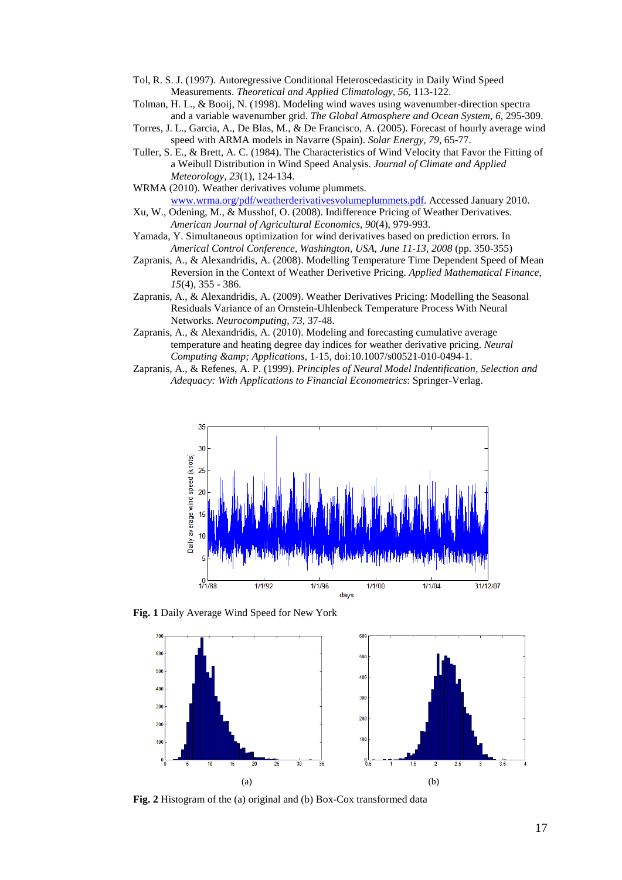Tol, R. S. J. (1997). Autoregressive Conditional Heteroscedasticity in Daily Wind Speed Measurements. *Theoretical and Applied Climatology, 56*, 113-122.

Tolman, H. L., & Booij, N. (1998). Modeling wind waves using wavenumber-direction spectra and a variable wavenumber grid. *The Global Atmosphere and Ocean System, 6*, 295-309.

Torres, J. L., Garcia, A., De Blas, M., & De Francisco, A. (2005). Forecast of hourly average wind speed with ARMA models in Navarre (Spain). *Solar Energy, 79*, 65-77.

Tuller, S. E., & Brett, A. C. (1984). The Characteristics of Wind Velocity that Favor the Fitting of a Weibull Distribution in Wind Speed Analysis. *Journal of Climate and Applied Meteorology, 23*(1), 124-134.

WRMA (2010). Weather derivatives volume plummets. www.wrma.org/pdf/weatherderivativesvolumeplummets.pdf. Accessed January 2010.

Xu, W., Odening, M., & Musshof, O. (2008). Indifference Pricing of Weather Derivatives. *American Journal of Agricultural Economics, 90*(4), 979-993.

Yamada, Y. Simultaneous optimization for wind derivatives based on prediction errors. In *Americal Control Conference, Washington, USA, June 11-13, 2008* (pp. 350-355)

Zapranis, A., & Alexandridis, A. (2008). Modelling Temperature Time Dependent Speed of Mean Reversion in the Context of Weather Derivetive Pricing. *Applied Mathematical Finance, 15*(4), 355 - 386.

Zapranis, A., & Alexandridis, A. (2009). Weather Derivatives Pricing: Modelling the Seasonal Residuals Variance of an Ornstein-Uhlenbeck Temperature Process With Neural Networks. *Neurocomputing, 73*, 37-48.

Zapranis, A., & Alexandridis, A. (2010). Modeling and forecasting cumulative average temperature and heating degree day indices for weather derivative pricing. *Neural Computing &amp; Applications*, 1-15, doi:10.1007/s00521-010-0494-1.

Zapranis, A., & Refenes, A. P. (1999). *Principles of Neural Model Indentification, Selection and Adequacy: With Applications to Financial Econometrics*: Springer-Verlag.

**Fig. 1** Daily Average Wind Speed for New York

**Fig. 2** Histogram of the (a) original and (b) Box-Cox transformed data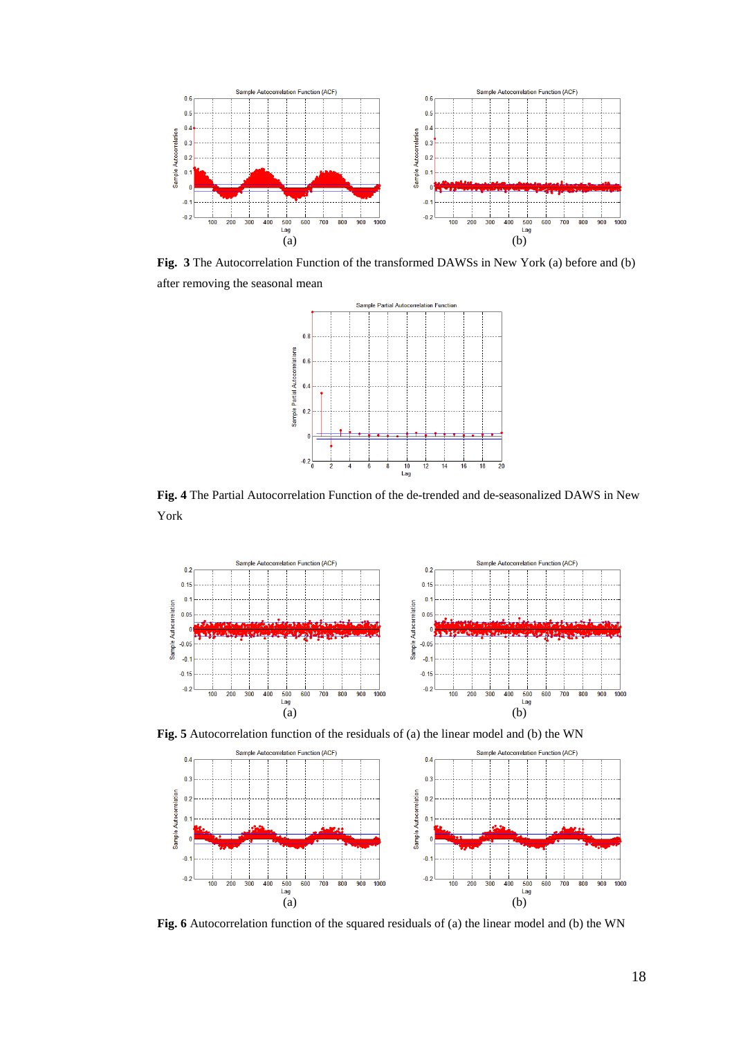(a) (b)

**Fig. 3** The Autocorrelation Function of the transformed DAWSs in New York (a) before and (b) after removing the seasonal mean

**Fig. 4** The Partial Autocorrelation Function of the de-trended and de-seasonalized DAWS in New York

(a) (b)

**Fig. 5** Autocorrelation function of the residuals of (a) the linear model and (b) the WN

(a) (b)

**Fig. 6** Autocorrelation function of the squared residuals of (a) the linear model and (b) the WN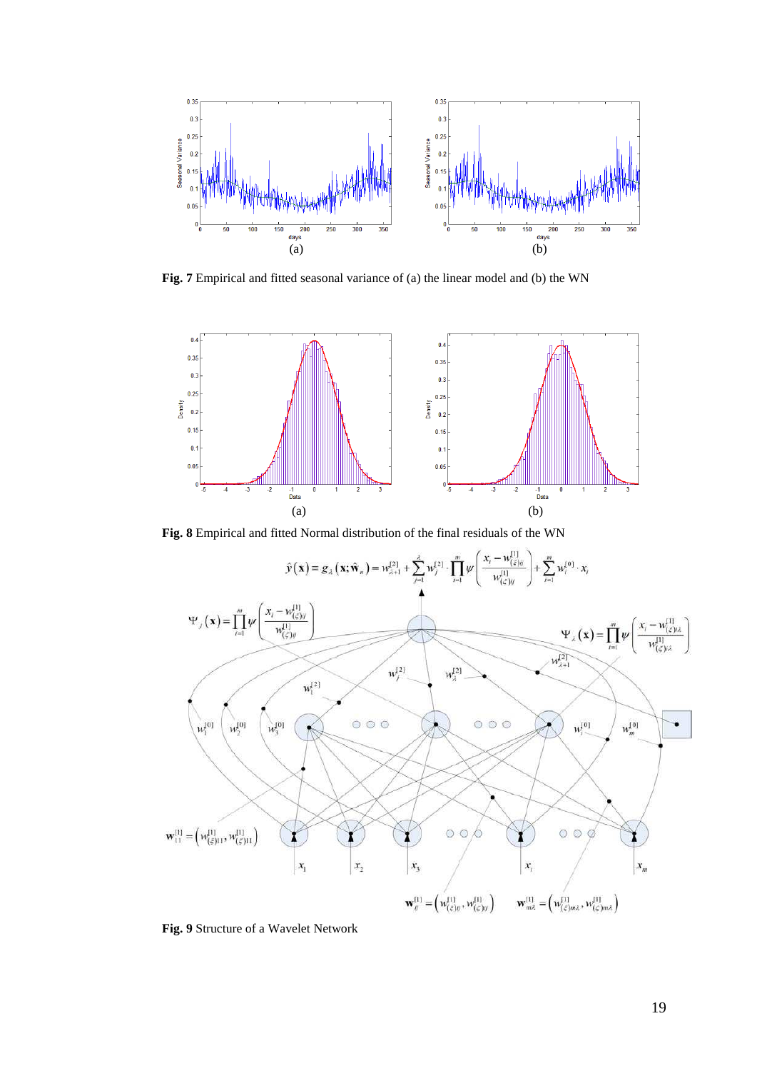**Fig. 7** Empirical and fitted seasonal variance of (a) the linear model and (b) the WN

**Fig. 8** Empirical and fitted Normal distribution of the final residuals of the WN

**Fig. 9** Structure of a Wavelet Network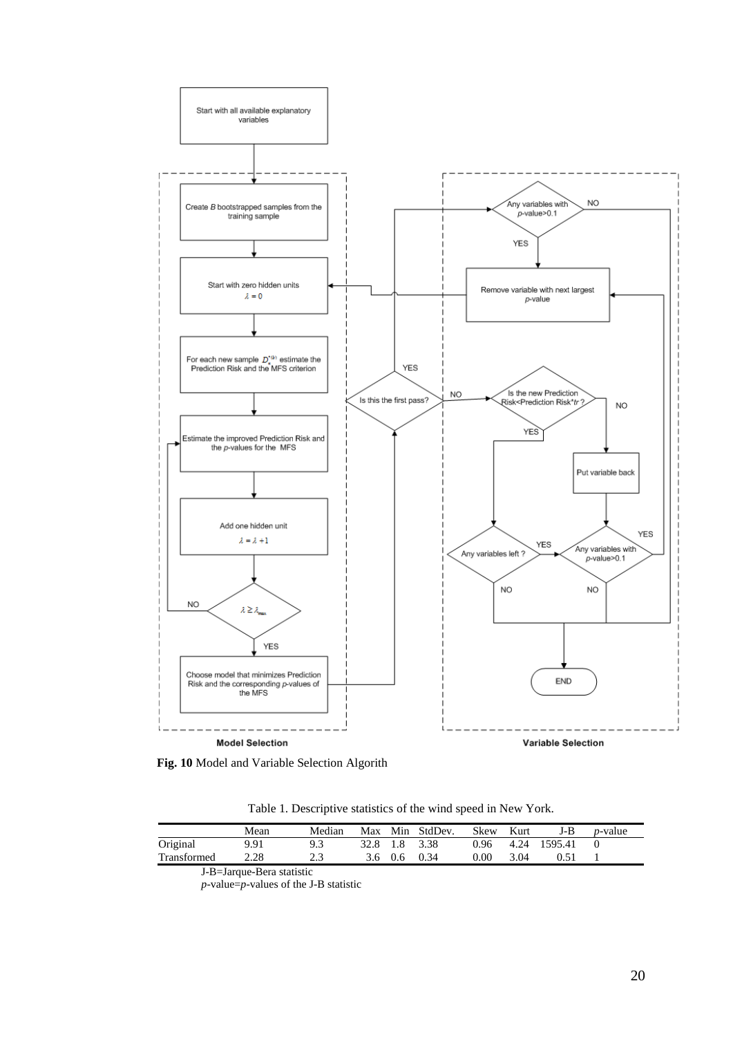**Fig. 10** Model and Variable Selection Algorith

Table 1. Descriptive statistics of the wind speed in New York.

| | Mean | Median | Max | Min | StdDev. | Skew | Kurt | J-B | *p*-value |
|---|---|---|---|---|---|---|---|---|---|
| Original | 9.91 | 9.3 | 32.8 | 1.8 | 3.38 | 0.96 | 4.24 | 1595.41 | 0 |
| Transformed | 2.28 | 2.3 | 3.6 | 0.6 | 0.34 | 0.00 | 3.04 | 0.51 | 1 |

J-B=Jarque-Bera statistic

*p*-value=*p*-values of the J-B statistic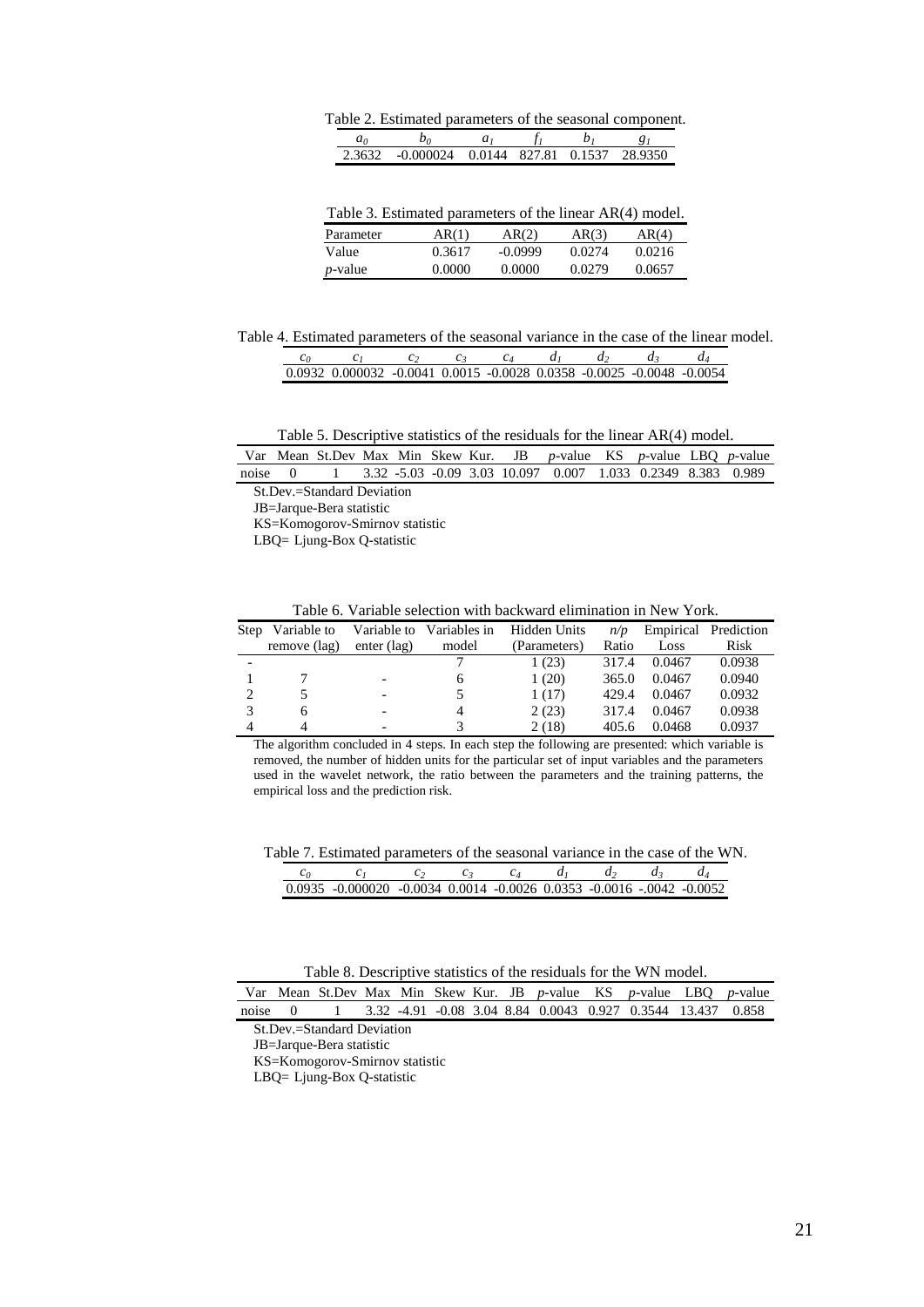Table 2. Estimated parameters of the seasonal component.

| $a_0$ | $b_0$ | $a_1$ | $f_1$ | $b_1$ | $g_1$ |
|---|---|---|---|---|---|
| 2.3632 | -0.000024 | 0.0144 | 827.81 | 0.1537 | 28.9350 |

Table 3. Estimated parameters of the linear AR(4) model.

| Parameter | AR(1) | AR(2) | AR(3) | AR(4) |
|---|---|---|---|---|
| Value | 0.3617 | -0.0999 | 0.0274 | 0.0216 |
| *p*-value | 0.0000 | 0.0000 | 0.0279 | 0.0657 |

Table 4. Estimated parameters of the seasonal variance in the case of the linear model.

| $c_0$ | $c_1$ | $c_2$ | $c_3$ | $c_4$ | $d_1$ | $d_2$ | $d_3$ | $d_4$ |
|---|---|---|---|---|---|---|---|---|
| 0.0932 | 0.000032 | -0.0041 | 0.0015 | -0.0028 | 0.0358 | -0.0025 | -0.0048 | -0.0054 |

Table 5. Descriptive statistics of the residuals for the linear AR(4) model.

| Var | Mean | St.Dev | Max | Min | Skew | Kur. | JB | *p*-value | KS | *p*-value | LBQ | *p*-value |
|---|---|---|---|---|---|---|---|---|---|---|---|---|
| noise | 0 | 1 | 3.32 | -5.03 | -0.09 | 3.03 | 10.097 | 0.007 | 1.033 | 0.2349 | 8.383 | 0.989 |

St.Dev.=Standard Deviation
JB=Jarque-Bera statistic
KS=Komogorov-Smirnov statistic
LBQ= Ljung-Box Q-statistic

Table 6. Variable selection with backward elimination in New York.

| Step | Variable to remove (lag) | Variable to enter (lag) | Variables in model | Hidden Units (Parameters) | $n/p$ Ratio | Empirical Loss | Prediction Risk |
|---|---|---|---|---|---|---|---|
| - | | | 7 | 1 (23) | 317.4 | 0.0467 | 0.0938 |
| 1 | 7 | - | 6 | 1 (20) | 365.0 | 0.0467 | 0.0940 |
| 2 | 5 | - | 5 | 1 (17) | 429.4 | 0.0467 | 0.0932 |
| 3 | 6 | - | 4 | 2 (23) | 317.4 | 0.0467 | 0.0938 |
| 4 | 4 | - | 3 | 2 (18) | 405.6 | 0.0468 | 0.0937 |

The algorithm concluded in 4 steps. In each step the following are presented: which variable is removed, the number of hidden units for the particular set of input variables and the parameters used in the wavelet network, the ratio between the parameters and the training patterns, the empirical loss and the prediction risk.

Table 7. Estimated parameters of the seasonal variance in the case of the WN.

| $c_0$ | $c_1$ | $c_2$ | $c_3$ | $c_4$ | $d_1$ | $d_2$ | $d_3$ | $d_4$ |
|---|---|---|---|---|---|---|---|---|
| 0.0935 | -0.000020 | -0.0034 | 0.0014 | -0.0026 | 0.0353 | -0.0016 | -.0042 | -0.0052 |

Table 8. Descriptive statistics of the residuals for the WN model.

| Var | Mean | St.Dev | Max | Min | Skew | Kur. | JB | *p*-value | KS | *p*-value | LBQ | *p*-value |
|---|---|---|---|---|---|---|---|---|---|---|---|---|
| noise | 0 | 1 | 3.32 | -4.91 | -0.08 | 3.04 | 8.84 | 0.0043 | 0.927 | 0.3544 | 13.437 | 0.858 |

St.Dev.=Standard Deviation
JB=Jarque-Bera statistic
KS=Komogorov-Smirnov statistic
LBQ= Ljung-Box Q-statistic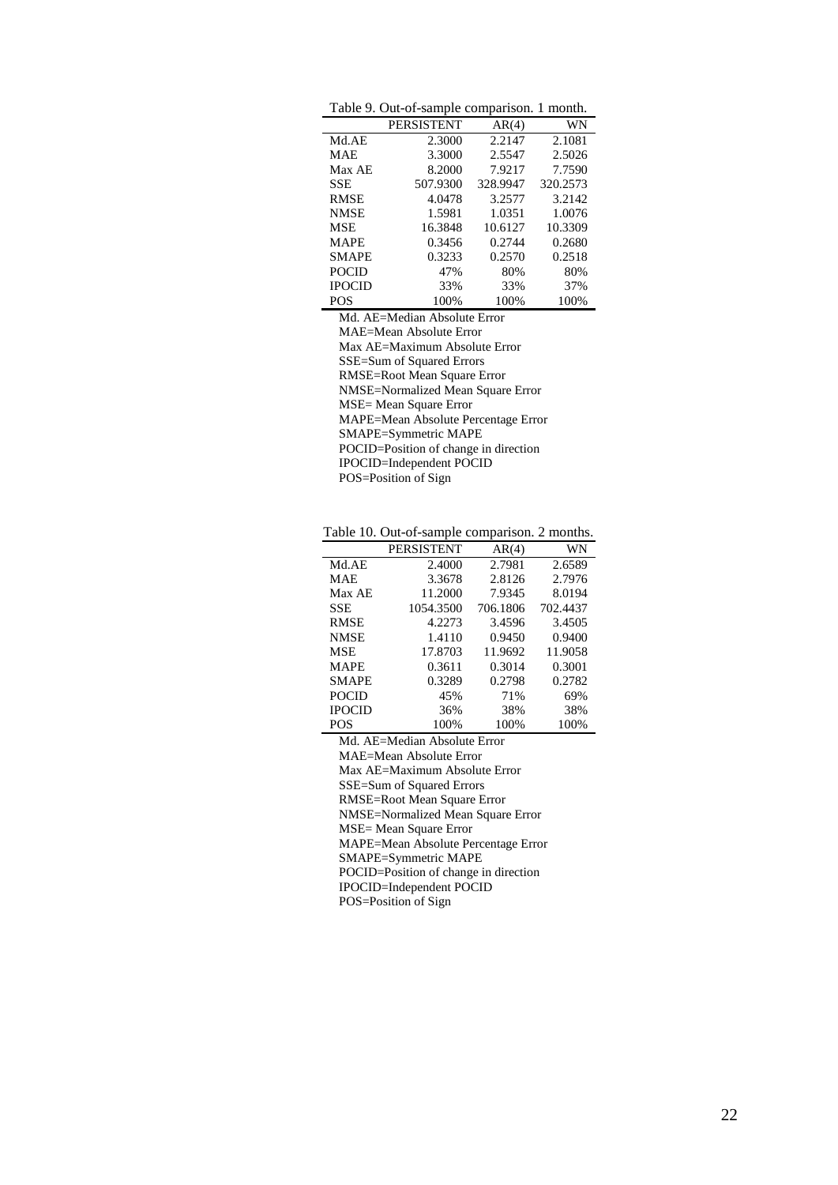Table 9. Out-of-sample comparison. 1 month.

| | PERSISTENT | AR(4) | WN |
|---|---|---|---|
| Md.AE | 2.3000 | 2.2147 | 2.1081 |
| MAE | 3.3000 | 2.5547 | 2.5026 |
| Max AE | 8.2000 | 7.9217 | 7.7590 |
| SSE | 507.9300 | 328.9947 | 320.2573 |
| RMSE | 4.0478 | 3.2577 | 3.2142 |
| NMSE | 1.5981 | 1.0351 | 1.0076 |
| MSE | 16.3848 | 10.6127 | 10.3309 |
| MAPE | 0.3456 | 0.2744 | 0.2680 |
| SMAPE | 0.3233 | 0.2570 | 0.2518 |
| POCID | 47% | 80% | 80% |
| IPOCID | 33% | 33% | 37% |
| POS | 100% | 100% | 100% |

Md. AE=Median Absolute Error
MAE=Mean Absolute Error
Max AE=Maximum Absolute Error
SSE=Sum of Squared Errors
RMSE=Root Mean Square Error
NMSE=Normalized Mean Square Error
MSE= Mean Square Error
MAPE=Mean Absolute Percentage Error
SMAPE=Symmetric MAPE
POCID=Position of change in direction
IPOCID=Independent POCID
POS=Position of Sign

Table 10. Out-of-sample comparison. 2 months.

| | PERSISTENT | AR(4) | WN |
|---|---|---|---|
| Md.AE | 2.4000 | 2.7981 | 2.6589 |
| MAE | 3.3678 | 2.8126 | 2.7976 |
| Max AE | 11.2000 | 7.9345 | 8.0194 |
| SSE | 1054.3500 | 706.1806 | 702.4437 |
| RMSE | 4.2273 | 3.4596 | 3.4505 |
| NMSE | 1.4110 | 0.9450 | 0.9400 |
| MSE | 17.8703 | 11.9692 | 11.9058 |
| MAPE | 0.3611 | 0.3014 | 0.3001 |
| SMAPE | 0.3289 | 0.2798 | 0.2782 |
| POCID | 45% | 71% | 69% |
| IPOCID | 36% | 38% | 38% |
| POS | 100% | 100% | 100% |

Md. AE=Median Absolute Error
MAE=Mean Absolute Error
Max AE=Maximum Absolute Error
SSE=Sum of Squared Errors
RMSE=Root Mean Square Error
NMSE=Normalized Mean Square Error
MSE= Mean Square Error
MAPE=Mean Absolute Percentage Error
SMAPE=Symmetric MAPE
POCID=Position of change in direction
IPOCID=Independent POCID
POS=Position of Sign